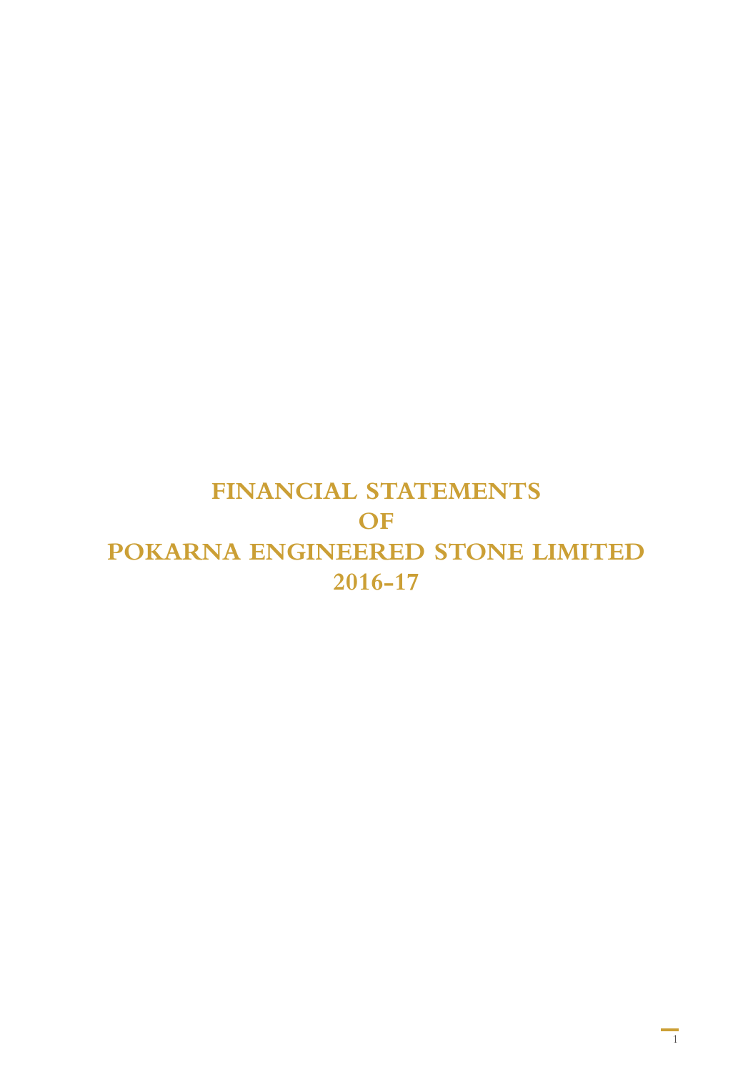# FINANCIAL STATEMENTS
# OF
# POKARNA ENGINEERED STONE LIMITED
# 2016-17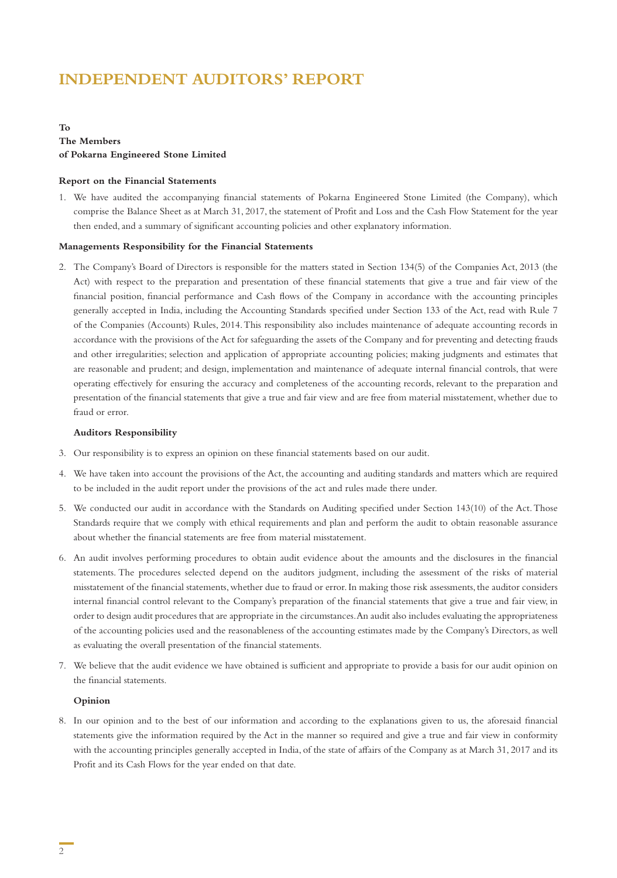# INDEPENDENT AUDITORS' REPORT

**To**
**The Members**
**of Pokarna Engineered Stone Limited**

**Report on the Financial Statements**

1. We have audited the accompanying financial statements of Pokarna Engineered Stone Limited (the Company), which comprise the Balance Sheet as at March 31, 2017, the statement of Profit and Loss and the Cash Flow Statement for the year then ended, and a summary of significant accounting policies and other explanatory information.

**Managements Responsibility for the Financial Statements**

2. The Company's Board of Directors is responsible for the matters stated in Section 134(5) of the Companies Act, 2013 (the Act) with respect to the preparation and presentation of these financial statements that give a true and fair view of the financial position, financial performance and Cash flows of the Company in accordance with the accounting principles generally accepted in India, including the Accounting Standards specified under Section 133 of the Act, read with Rule 7 of the Companies (Accounts) Rules, 2014. This responsibility also includes maintenance of adequate accounting records in accordance with the provisions of the Act for safeguarding the assets of the Company and for preventing and detecting frauds and other irregularities; selection and application of appropriate accounting policies; making judgments and estimates that are reasonable and prudent; and design, implementation and maintenance of adequate internal financial controls, that were operating effectively for ensuring the accuracy and completeness of the accounting records, relevant to the preparation and presentation of the financial statements that give a true and fair view and are free from material misstatement, whether due to fraud or error.

**Auditors Responsibility**

3. Our responsibility is to express an opinion on these financial statements based on our audit.

4. We have taken into account the provisions of the Act, the accounting and auditing standards and matters which are required to be included in the audit report under the provisions of the act and rules made there under.

5. We conducted our audit in accordance with the Standards on Auditing specified under Section 143(10) of the Act. Those Standards require that we comply with ethical requirements and plan and perform the audit to obtain reasonable assurance about whether the financial statements are free from material misstatement.

6. An audit involves performing procedures to obtain audit evidence about the amounts and the disclosures in the financial statements. The procedures selected depend on the auditors judgment, including the assessment of the risks of material misstatement of the financial statements, whether due to fraud or error. In making those risk assessments, the auditor considers internal financial control relevant to the Company's preparation of the financial statements that give a true and fair view, in order to design audit procedures that are appropriate in the circumstances. An audit also includes evaluating the appropriateness of the accounting policies used and the reasonableness of the accounting estimates made by the Company's Directors, as well as evaluating the overall presentation of the financial statements.

7. We believe that the audit evidence we have obtained is sufficient and appropriate to provide a basis for our audit opinion on the financial statements.

**Opinion**

8. In our opinion and to the best of our information and according to the explanations given to us, the aforesaid financial statements give the information required by the Act in the manner so required and give a true and fair view in conformity with the accounting principles generally accepted in India, of the state of affairs of the Company as at March 31, 2017 and its Profit and its Cash Flows for the year ended on that date.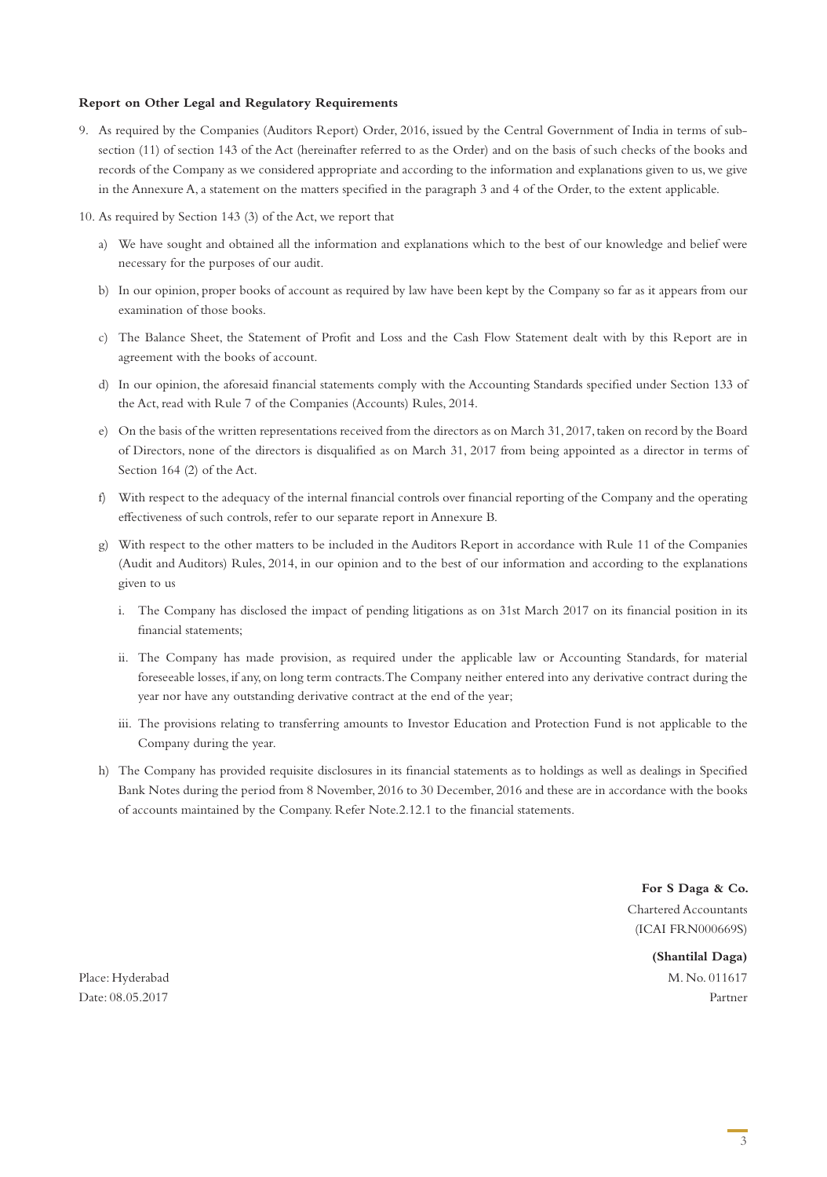**Report on Other Legal and Regulatory Requirements**

9. As required by the Companies (Auditors Report) Order, 2016, issued by the Central Government of India in terms of sub-section (11) of section 143 of the Act (hereinafter referred to as the Order) and on the basis of such checks of the books and records of the Company as we considered appropriate and according to the information and explanations given to us, we give in the Annexure A, a statement on the matters specified in the paragraph 3 and 4 of the Order, to the extent applicable.

10. As required by Section 143 (3) of the Act, we report that

    a) We have sought and obtained all the information and explanations which to the best of our knowledge and belief were necessary for the purposes of our audit.

    b) In our opinion, proper books of account as required by law have been kept by the Company so far as it appears from our examination of those books.

    c) The Balance Sheet, the Statement of Profit and Loss and the Cash Flow Statement dealt with by this Report are in agreement with the books of account.

    d) In our opinion, the aforesaid financial statements comply with the Accounting Standards specified under Section 133 of the Act, read with Rule 7 of the Companies (Accounts) Rules, 2014.

    e) On the basis of the written representations received from the directors as on March 31, 2017, taken on record by the Board of Directors, none of the directors is disqualified as on March 31, 2017 from being appointed as a director in terms of Section 164 (2) of the Act.

    f) With respect to the adequacy of the internal financial controls over financial reporting of the Company and the operating effectiveness of such controls, refer to our separate report in Annexure B.

    g) With respect to the other matters to be included in the Auditors Report in accordance with Rule 11 of the Companies (Audit and Auditors) Rules, 2014, in our opinion and to the best of our information and according to the explanations given to us

        i. The Company has disclosed the impact of pending litigations as on 31st March 2017 on its financial position in its financial statements;

        ii. The Company has made provision, as required under the applicable law or Accounting Standards, for material foreseeable losses, if any, on long term contracts. The Company neither entered into any derivative contract during the year nor have any outstanding derivative contract at the end of the year;

        iii. The provisions relating to transferring amounts to Investor Education and Protection Fund is not applicable to the Company during the year.

    h) The Company has provided requisite disclosures in its financial statements as to holdings as well as dealings in Specified Bank Notes during the period from 8 November, 2016 to 30 December, 2016 and these are in accordance with the books of accounts maintained by the Company. Refer Note.2.12.1 to the financial statements.

**For S Daga & Co.**
Chartered Accountants
(ICAI FRN000669S)

**(Shantilal Daga)**
M. No. 011617
Partner

Place: Hyderabad
Date: 08.05.2017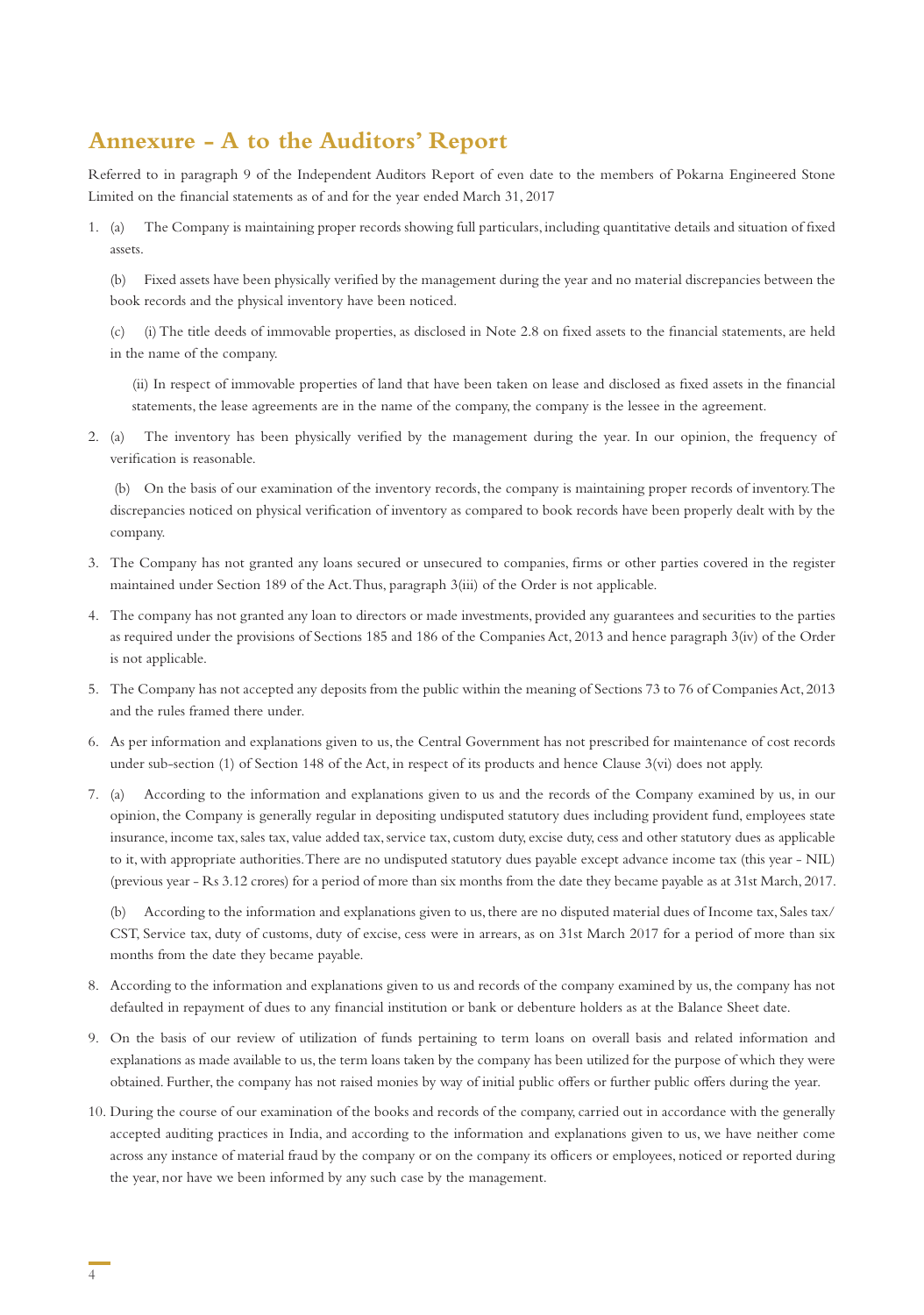## Annexure - A to the Auditors' Report

Referred to in paragraph 9 of the Independent Auditors Report of even date to the members of Pokarna Engineered Stone Limited on the financial statements as of and for the year ended March 31, 2017

1. (a) The Company is maintaining proper records showing full particulars, including quantitative details and situation of fixed assets.

   (b) Fixed assets have been physically verified by the management during the year and no material discrepancies between the book records and the physical inventory have been noticed.

   (c) (i) The title deeds of immovable properties, as disclosed in Note 2.8 on fixed assets to the financial statements, are held in the name of the company.

   (ii) In respect of immovable properties of land that have been taken on lease and disclosed as fixed assets in the financial statements, the lease agreements are in the name of the company, the company is the lessee in the agreement.

2. (a) The inventory has been physically verified by the management during the year. In our opinion, the frequency of verification is reasonable.

   (b) On the basis of our examination of the inventory records, the company is maintaining proper records of inventory. The discrepancies noticed on physical verification of inventory as compared to book records have been properly dealt with by the company.

3. The Company has not granted any loans secured or unsecured to companies, firms or other parties covered in the register maintained under Section 189 of the Act. Thus, paragraph 3(iii) of the Order is not applicable.

4. The company has not granted any loan to directors or made investments, provided any guarantees and securities to the parties as required under the provisions of Sections 185 and 186 of the Companies Act, 2013 and hence paragraph 3(iv) of the Order is not applicable.

5. The Company has not accepted any deposits from the public within the meaning of Sections 73 to 76 of Companies Act, 2013 and the rules framed there under.

6. As per information and explanations given to us, the Central Government has not prescribed for maintenance of cost records under sub-section (1) of Section 148 of the Act, in respect of its products and hence Clause 3(vi) does not apply.

7. (a) According to the information and explanations given to us and the records of the Company examined by us, in our opinion, the Company is generally regular in depositing undisputed statutory dues including provident fund, employees state insurance, income tax, sales tax, value added tax, service tax, custom duty, excise duty, cess and other statutory dues as applicable to it, with appropriate authorities. There are no undisputed statutory dues payable except advance income tax (this year - NIL) (previous year - Rs 3.12 crores) for a period of more than six months from the date they became payable as at 31st March, 2017.

   (b) According to the information and explanations given to us, there are no disputed material dues of Income tax, Sales tax/ CST, Service tax, duty of customs, duty of excise, cess were in arrears, as on 31st March 2017 for a period of more than six months from the date they became payable.

8. According to the information and explanations given to us and records of the company examined by us, the company has not defaulted in repayment of dues to any financial institution or bank or debenture holders as at the Balance Sheet date.

9. On the basis of our review of utilization of funds pertaining to term loans on overall basis and related information and explanations as made available to us, the term loans taken by the company has been utilized for the purpose of which they were obtained. Further, the company has not raised monies by way of initial public offers or further public offers during the year.

10. During the course of our examination of the books and records of the company, carried out in accordance with the generally accepted auditing practices in India, and according to the information and explanations given to us, we have neither come across any instance of material fraud by the company or on the company its officers or employees, noticed or reported during the year, nor have we been informed by any such case by the management.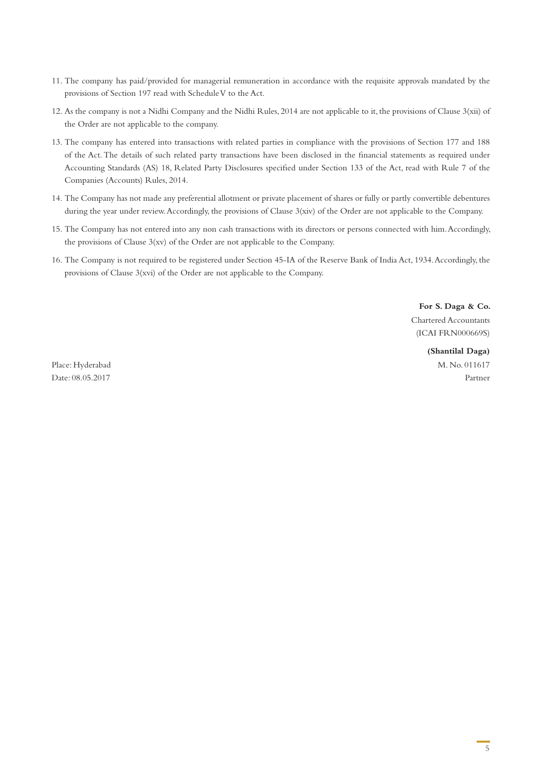11. The company has paid/provided for managerial remuneration in accordance with the requisite approvals mandated by the provisions of Section 197 read with Schedule V to the Act.

12. As the company is not a Nidhi Company and the Nidhi Rules, 2014 are not applicable to it, the provisions of Clause 3(xii) of the Order are not applicable to the company.

13. The company has entered into transactions with related parties in compliance with the provisions of Section 177 and 188 of the Act. The details of such related party transactions have been disclosed in the financial statements as required under Accounting Standards (AS) 18, Related Party Disclosures specified under Section 133 of the Act, read with Rule 7 of the Companies (Accounts) Rules, 2014.

14. The Company has not made any preferential allotment or private placement of shares or fully or partly convertible debentures during the year under review. Accordingly, the provisions of Clause 3(xiv) of the Order are not applicable to the Company.

15. The Company has not entered into any non cash transactions with its directors or persons connected with him. Accordingly, the provisions of Clause 3(xv) of the Order are not applicable to the Company.

16. The Company is not required to be registered under Section 45-IA of the Reserve Bank of India Act, 1934. Accordingly, the provisions of Clause 3(xvi) of the Order are not applicable to the Company.

**For S. Daga & Co.**
Chartered Accountants
(ICAI FRN000669S)

**(Shantilal Daga)**
M. No. 011617
Partner

Place: Hyderabad
Date: 08.05.2017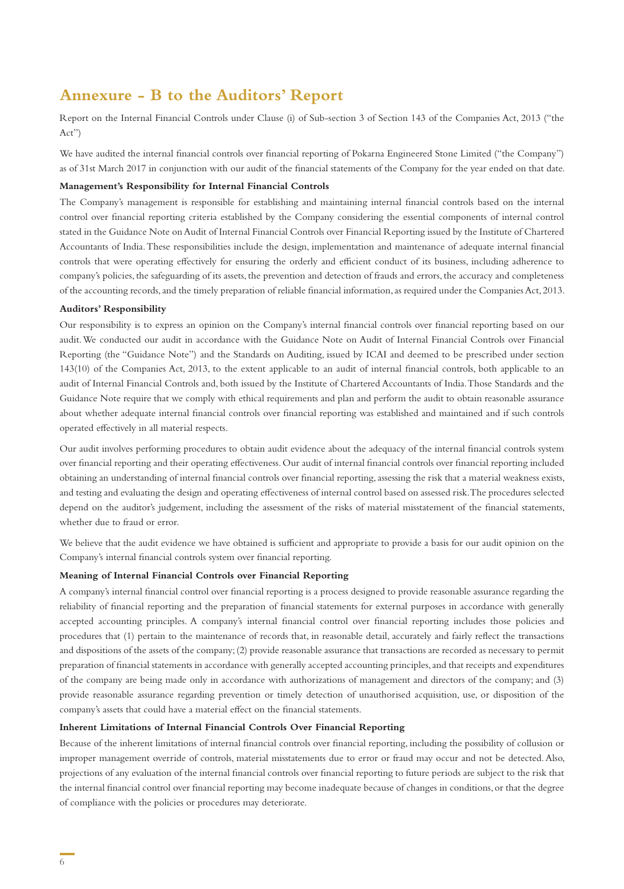# Annexure - B to the Auditors' Report

Report on the Internal Financial Controls under Clause (i) of Sub-section 3 of Section 143 of the Companies Act, 2013 ("the Act")

We have audited the internal financial controls over financial reporting of Pokarna Engineered Stone Limited ("the Company") as of 31st March 2017 in conjunction with our audit of the financial statements of the Company for the year ended on that date.

**Management's Responsibility for Internal Financial Controls**

The Company's management is responsible for establishing and maintaining internal financial controls based on the internal control over financial reporting criteria established by the Company considering the essential components of internal control stated in the Guidance Note on Audit of Internal Financial Controls over Financial Reporting issued by the Institute of Chartered Accountants of India. These responsibilities include the design, implementation and maintenance of adequate internal financial controls that were operating effectively for ensuring the orderly and efficient conduct of its business, including adherence to company's policies, the safeguarding of its assets, the prevention and detection of frauds and errors, the accuracy and completeness of the accounting records, and the timely preparation of reliable financial information, as required under the Companies Act, 2013.

**Auditors' Responsibility**

Our responsibility is to express an opinion on the Company's internal financial controls over financial reporting based on our audit. We conducted our audit in accordance with the Guidance Note on Audit of Internal Financial Controls over Financial Reporting (the "Guidance Note") and the Standards on Auditing, issued by ICAI and deemed to be prescribed under section 143(10) of the Companies Act, 2013, to the extent applicable to an audit of internal financial controls, both applicable to an audit of Internal Financial Controls and, both issued by the Institute of Chartered Accountants of India. Those Standards and the Guidance Note require that we comply with ethical requirements and plan and perform the audit to obtain reasonable assurance about whether adequate internal financial controls over financial reporting was established and maintained and if such controls operated effectively in all material respects.

Our audit involves performing procedures to obtain audit evidence about the adequacy of the internal financial controls system over financial reporting and their operating effectiveness. Our audit of internal financial controls over financial reporting included obtaining an understanding of internal financial controls over financial reporting, assessing the risk that a material weakness exists, and testing and evaluating the design and operating effectiveness of internal control based on assessed risk. The procedures selected depend on the auditor's judgement, including the assessment of the risks of material misstatement of the financial statements, whether due to fraud or error.

We believe that the audit evidence we have obtained is sufficient and appropriate to provide a basis for our audit opinion on the Company's internal financial controls system over financial reporting.

**Meaning of Internal Financial Controls over Financial Reporting**

A company's internal financial control over financial reporting is a process designed to provide reasonable assurance regarding the reliability of financial reporting and the preparation of financial statements for external purposes in accordance with generally accepted accounting principles. A company's internal financial control over financial reporting includes those policies and procedures that (1) pertain to the maintenance of records that, in reasonable detail, accurately and fairly reflect the transactions and dispositions of the assets of the company; (2) provide reasonable assurance that transactions are recorded as necessary to permit preparation of financial statements in accordance with generally accepted accounting principles, and that receipts and expenditures of the company are being made only in accordance with authorizations of management and directors of the company; and (3) provide reasonable assurance regarding prevention or timely detection of unauthorised acquisition, use, or disposition of the company's assets that could have a material effect on the financial statements.

**Inherent Limitations of Internal Financial Controls Over Financial Reporting**

Because of the inherent limitations of internal financial controls over financial reporting, including the possibility of collusion or improper management override of controls, material misstatements due to error or fraud may occur and not be detected. Also, projections of any evaluation of the internal financial controls over financial reporting to future periods are subject to the risk that the internal financial control over financial reporting may become inadequate because of changes in conditions, or that the degree of compliance with the policies or procedures may deteriorate.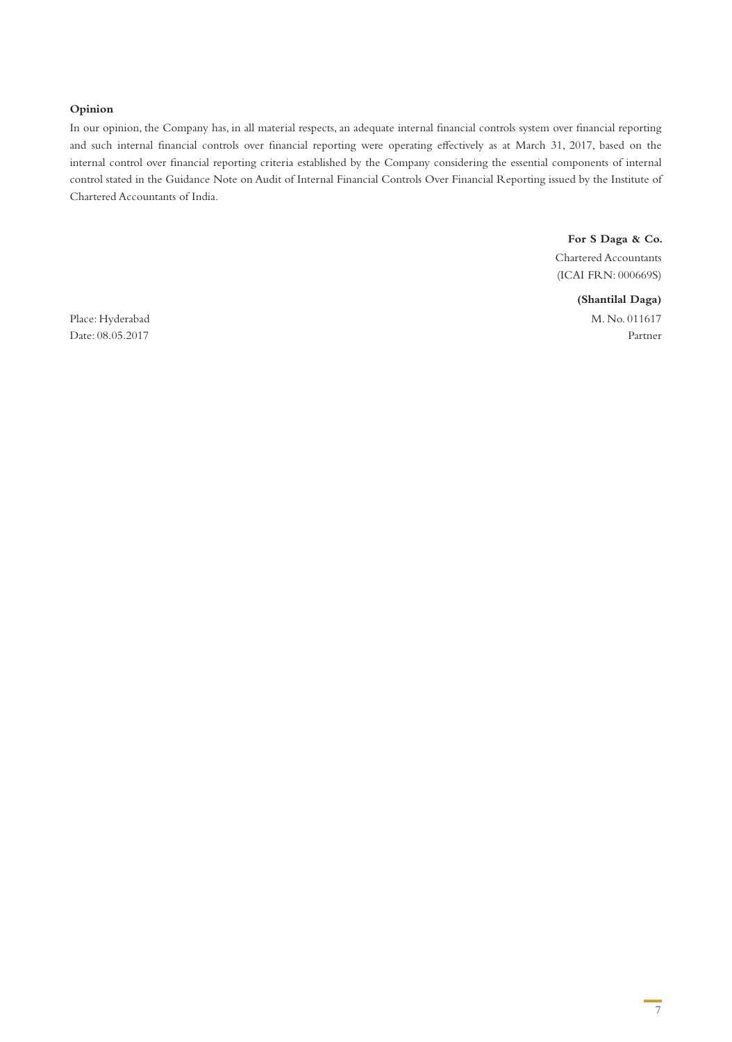**Opinion**

In our opinion, the Company has, in all material respects, an adequate internal financial controls system over financial reporting and such internal financial controls over financial reporting were operating effectively as at March 31, 2017, based on the internal control over financial reporting criteria established by the Company considering the essential components of internal control stated in the Guidance Note on Audit of Internal Financial Controls Over Financial Reporting issued by the Institute of Chartered Accountants of India.

**For S Daga & Co.**
Chartered Accountants
(ICAI FRN: 000669S)

**(Shantilal Daga)**
M. No. 011617
Partner

Place: Hyderabad
Date: 08.05.2017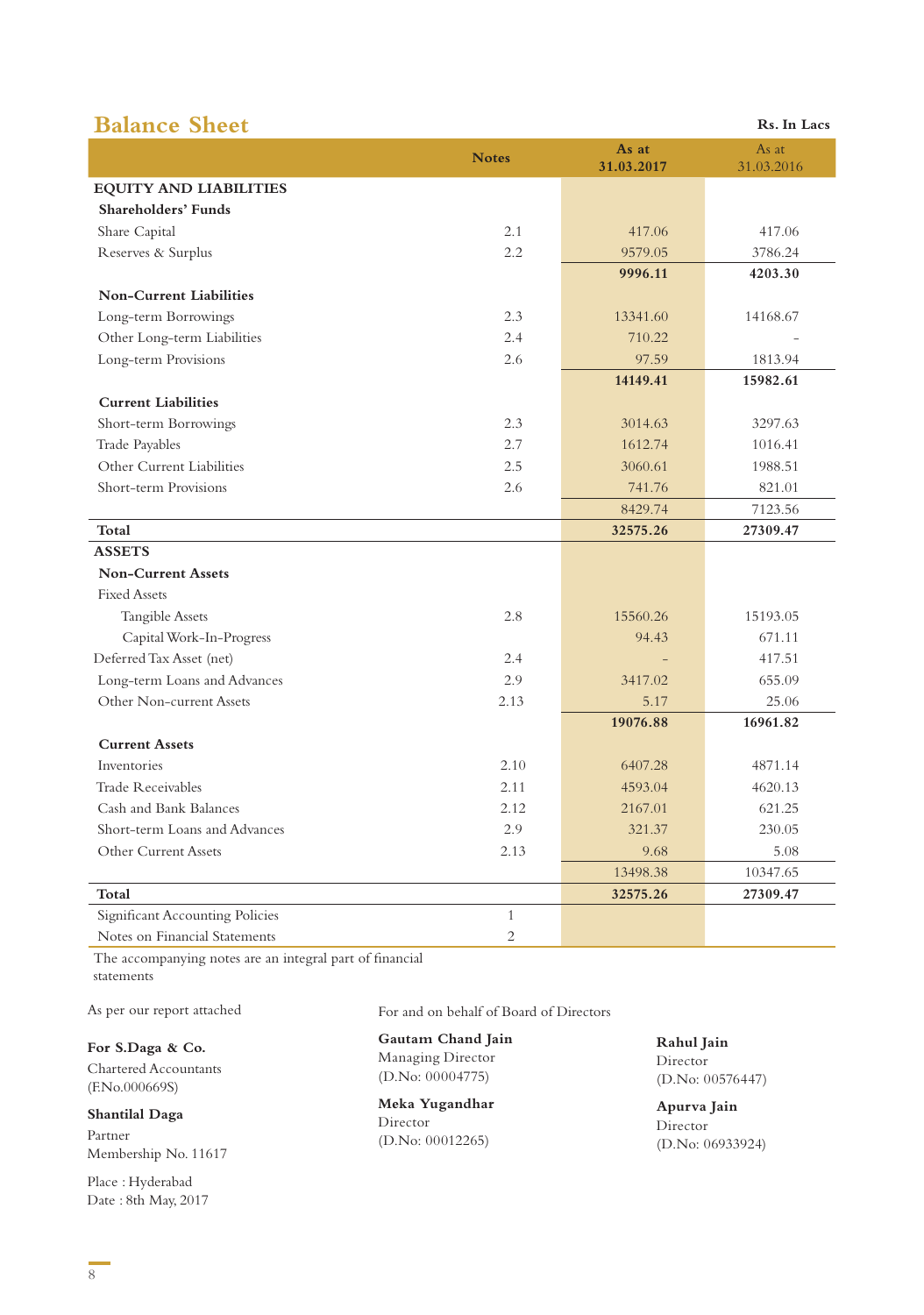## Balance Sheet

Rs. In Lacs

| | Notes | As at 31.03.2017 | As at 31.03.2016 |
|---|---|---|---|
| **EQUITY AND LIABILITIES** | | | |
| **Shareholders' Funds** | | | |
| Share Capital | 2.1 | 417.06 | 417.06 |
| Reserves & Surplus | 2.2 | 9579.05 | 3786.24 |
| | | **9996.11** | **4203.30** |
| **Non-Current Liabilities** | | | |
| Long-term Borrowings | 2.3 | 13341.60 | 14168.67 |
| Other Long-term Liabilities | 2.4 | 710.22 | - |
| Long-term Provisions | 2.6 | 97.59 | 1813.94 |
| | | **14149.41** | **15982.61** |
| **Current Liabilities** | | | |
| Short-term Borrowings | 2.3 | 3014.63 | 3297.63 |
| Trade Payables | 2.7 | 1612.74 | 1016.41 |
| Other Current Liabilities | 2.5 | 3060.61 | 1988.51 |
| Short-term Provisions | 2.6 | 741.76 | 821.01 |
| | | 8429.74 | 7123.56 |
| **Total** | | **32575.26** | **27309.47** |
| **ASSETS** | | | |
| **Non-Current Assets** | | | |
| Fixed Assets | | | |
| Tangible Assets | 2.8 | 15560.26 | 15193.05 |
| Capital Work-In-Progress | | 94.43 | 671.11 |
| Deferred Tax Asset (net) | 2.4 | - | 417.51 |
| Long-term Loans and Advances | 2.9 | 3417.02 | 655.09 |
| Other Non-current Assets | 2.13 | 5.17 | 25.06 |
| | | **19076.88** | **16961.82** |
| **Current Assets** | | | |
| Inventories | 2.10 | 6407.28 | 4871.14 |
| Trade Receivables | 2.11 | 4593.04 | 4620.13 |
| Cash and Bank Balances | 2.12 | 2167.01 | 621.25 |
| Short-term Loans and Advances | 2.9 | 321.37 | 230.05 |
| Other Current Assets | 2.13 | 9.68 | 5.08 |
| | | 13498.38 | 10347.65 |
| **Total** | | **32575.26** | **27309.47** |
| Significant Accounting Policies | 1 | | |
| Notes on Financial Statements | 2 | | |

The accompanying notes are an integral part of financial statements

As per our report attached

**For S.Daga & Co.**
Chartered Accountants
(F.No.000669S)

**Shantilal Daga**
Partner
Membership No. 11617

Place : Hyderabad
Date : 8th May, 2017

For and on behalf of Board of Directors

**Gautam Chand Jain**
Managing Director
(D.No: 00004775)

**Meka Yugandhar**
Director
(D.No: 00012265)

**Rahul Jain**
Director
(D.No: 00576447)

**Apurva Jain**
Director
(D.No: 06933924)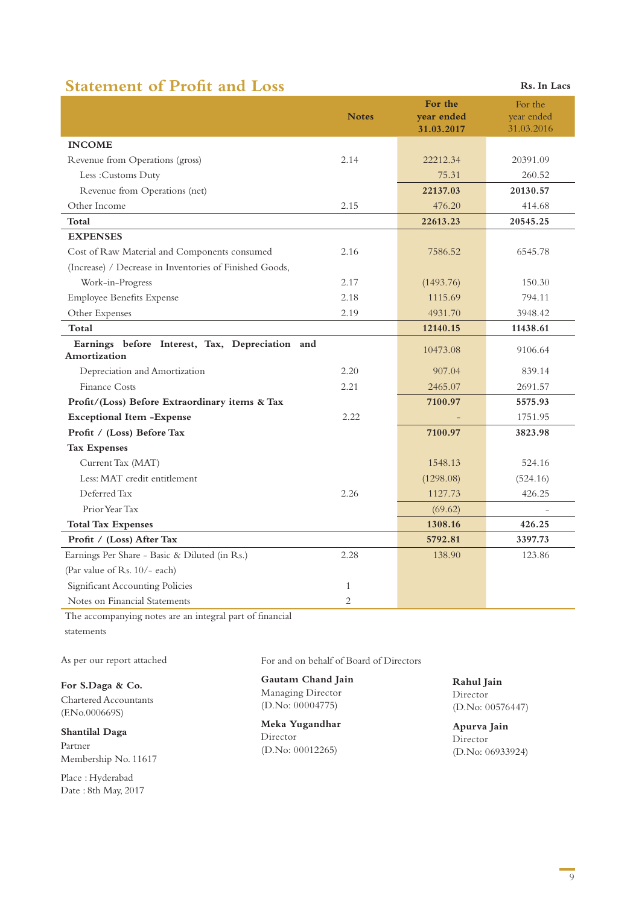## Statement of Profit and Loss

**Rs. In Lacs**

| | Notes | For the year ended 31.03.2017 | For the year ended 31.03.2016 |
|---|---|---|---|
| **INCOME** | | | |
| Revenue from Operations (gross) | 2.14 | 22212.34 | 20391.09 |
| Less :Customs Duty | | 75.31 | 260.52 |
| Revenue from Operations (net) | | **22137.03** | **20130.57** |
| Other Income | 2.15 | 476.20 | 414.68 |
| **Total** | | **22613.23** | **20545.25** |
| **EXPENSES** | | | |
| Cost of Raw Material and Components consumed | 2.16 | 7586.52 | 6545.78 |
| (Increase) / Decrease in Inventories of Finished Goods, Work-in-Progress | 2.17 | (1493.76) | 150.30 |
| Employee Benefits Expense | 2.18 | 1115.69 | 794.11 |
| Other Expenses | 2.19 | 4931.70 | 3948.42 |
| **Total** | | **12140.15** | **11438.61** |
| **Earnings before Interest, Tax, Depreciation and Amortization** | | 10473.08 | 9106.64 |
| Depreciation and Amortization | 2.20 | 907.04 | 839.14 |
| Finance Costs | 2.21 | 2465.07 | 2691.57 |
| **Profit/(Loss) Before Extraordinary items & Tax** | | **7100.97** | **5575.93** |
| **Exceptional Item -Expense** | 2.22 | - | 1751.95 |
| **Profit / (Loss) Before Tax** | | **7100.97** | **3823.98** |
| **Tax Expenses** | | | |
| Current Tax (MAT) | | 1548.13 | 524.16 |
| Less: MAT credit entitlement | | (1298.08) | (524.16) |
| Deferred Tax | 2.26 | 1127.73 | 426.25 |
| Prior Year Tax | | (69.62) | - |
| **Total Tax Expenses** | | **1308.16** | **426.25** |
| **Profit / (Loss) After Tax** | | **5792.81** | **3397.73** |
| Earnings Per Share - Basic & Diluted (in Rs.) | 2.28 | 138.90 | 123.86 |
| (Par value of Rs. 10/- each) | | | |
| Significant Accounting Policies | 1 | | |
| Notes on Financial Statements | 2 | | |

The accompanying notes are an integral part of financial statements

As per our report attached

**For S.Daga & Co.**
Chartered Accountants
(F.No.000669S)

**Shantilal Daga**
Partner
Membership No. 11617

Place : Hyderabad
Date : 8th May, 2017

For and on behalf of Board of Directors

**Gautam Chand Jain**
Managing Director
(D.No: 00004775)

**Meka Yugandhar**
Director
(D.No: 00012265)

**Rahul Jain**
Director
(D.No: 00576447)

**Apurva Jain**
Director
(D.No: 06933924)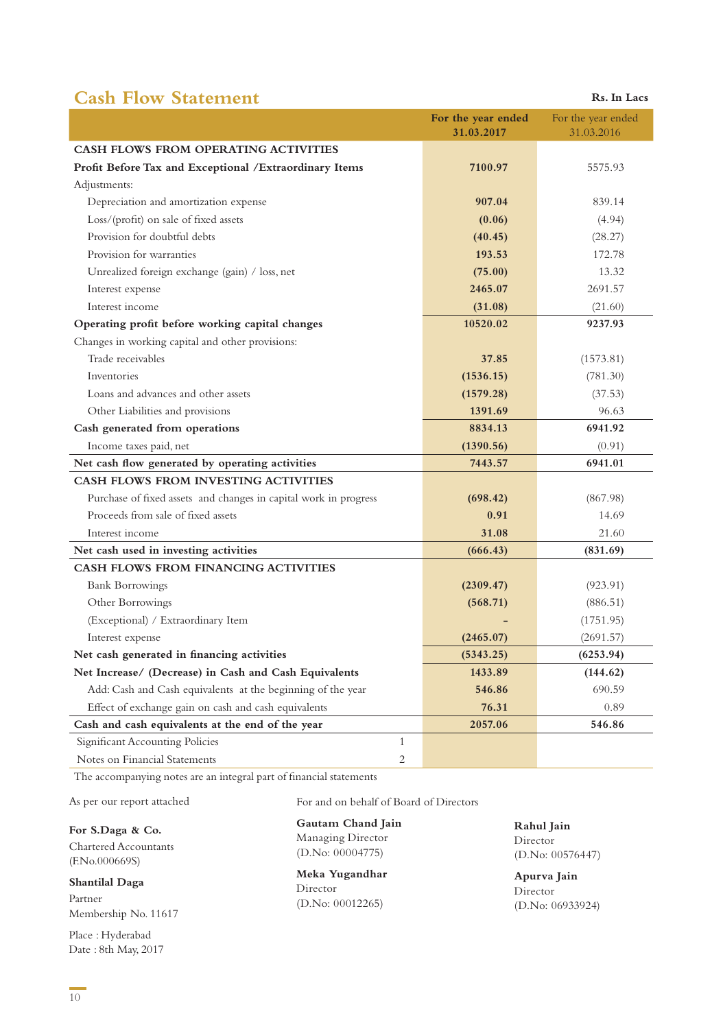## Cash Flow Statement

Rs. In Lacs

| | | For the year ended 31.03.2017 | For the year ended 31.03.2016 |
|---|---|---|---|
| **CASH FLOWS FROM OPERATING ACTIVITIES** | | | |
| **Profit Before Tax and Exceptional /Extraordinary Items** | | **7100.97** | 5575.93 |
| Adjustments: | | | |
| Depreciation and amortization expense | | **907.04** | 839.14 |
| Loss/(profit) on sale of fixed assets | | **(0.06)** | (4.94) |
| Provision for doubtful debts | | **(40.45)** | (28.27) |
| Provision for warranties | | **193.53** | 172.78 |
| Unrealized foreign exchange (gain) / loss, net | | **(75.00)** | 13.32 |
| Interest expense | | **2465.07** | 2691.57 |
| Interest income | | **(31.08)** | (21.60) |
| **Operating profit before working capital changes** | | **10520.02** | **9237.93** |
| Changes in working capital and other provisions: | | | |
| Trade receivables | | **37.85** | (1573.81) |
| Inventories | | **(1536.15)** | (781.30) |
| Loans and advances and other assets | | **(1579.28)** | (37.53) |
| Other Liabilities and provisions | | **1391.69** | 96.63 |
| **Cash generated from operations** | | **8834.13** | **6941.92** |
| Income taxes paid, net | | **(1390.56)** | (0.91) |
| **Net cash flow generated by operating activities** | | **7443.57** | **6941.01** |
| **CASH FLOWS FROM INVESTING ACTIVITIES** | | | |
| Purchase of fixed assets and changes in capital work in progress | | **(698.42)** | (867.98) |
| Proceeds from sale of fixed assets | | **0.91** | 14.69 |
| Interest income | | **31.08** | 21.60 |
| **Net cash used in investing activities** | | **(666.43)** | **(831.69)** |
| **CASH FLOWS FROM FINANCING ACTIVITIES** | | | |
| Bank Borrowings | | **(2309.47)** | (923.91) |
| Other Borrowings | | **(568.71)** | (886.51) |
| (Exceptional) / Extraordinary Item | | **-** | (1751.95) |
| Interest expense | | **(2465.07)** | (2691.57) |
| **Net cash generated in financing activities** | | **(5343.25)** | **(6253.94)** |
| **Net Increase/ (Decrease) in Cash and Cash Equivalents** | | **1433.89** | **(144.62)** |
| Add: Cash and Cash equivalents at the beginning of the year | | **546.86** | 690.59 |
| Effect of exchange gain on cash and cash equivalents | | **76.31** | 0.89 |
| **Cash and cash equivalents at the end of the year** | | **2057.06** | **546.86** |
| Significant Accounting Policies | 1 | | |
| Notes on Financial Statements | 2 | | |

The accompanying notes are an integral part of financial statements

As per our report attached

**For S.Daga & Co.**
Chartered Accountants
(F.No.000669S)

**Shantilal Daga**
Partner
Membership No. 11617

Place : Hyderabad
Date : 8th May, 2017

For and on behalf of Board of Directors

**Gautam Chand Jain**
Managing Director
(D.No: 00004775)

**Meka Yugandhar**
Director
(D.No: 00012265)

**Rahul Jain**
Director
(D.No: 00576447)

**Apurva Jain**
Director
(D.No: 06933924)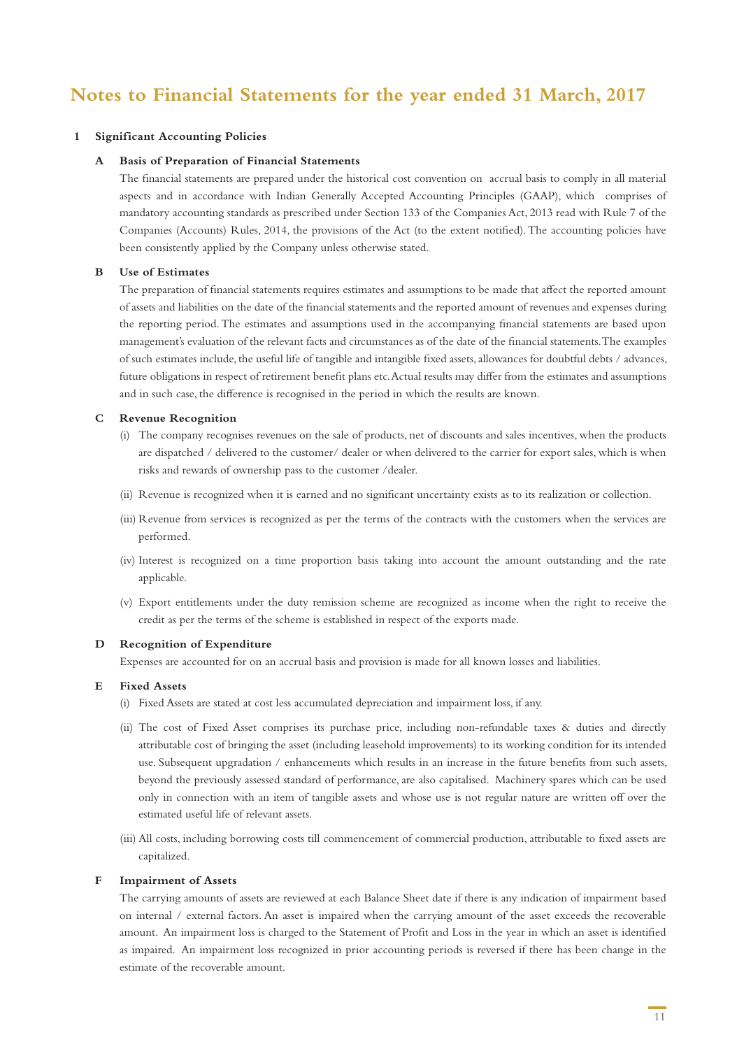# Notes to Financial Statements for the year ended 31 March, 2017

## 1 Significant Accounting Policies

### A Basis of Preparation of Financial Statements

The financial statements are prepared under the historical cost convention on accrual basis to comply in all material aspects and in accordance with Indian Generally Accepted Accounting Principles (GAAP), which comprises of mandatory accounting standards as prescribed under Section 133 of the Companies Act, 2013 read with Rule 7 of the Companies (Accounts) Rules, 2014, the provisions of the Act (to the extent notified). The accounting policies have been consistently applied by the Company unless otherwise stated.

### B Use of Estimates

The preparation of financial statements requires estimates and assumptions to be made that affect the reported amount of assets and liabilities on the date of the financial statements and the reported amount of revenues and expenses during the reporting period. The estimates and assumptions used in the accompanying financial statements are based upon management's evaluation of the relevant facts and circumstances as of the date of the financial statements. The examples of such estimates include, the useful life of tangible and intangible fixed assets, allowances for doubtful debts / advances, future obligations in respect of retirement benefit plans etc. Actual results may differ from the estimates and assumptions and in such case, the difference is recognised in the period in which the results are known.

### C Revenue Recognition

(i) The company recognises revenues on the sale of products, net of discounts and sales incentives, when the products are dispatched / delivered to the customer/ dealer or when delivered to the carrier for export sales, which is when risks and rewards of ownership pass to the customer /dealer.

(ii) Revenue is recognized when it is earned and no significant uncertainty exists as to its realization or collection.

(iii) Revenue from services is recognized as per the terms of the contracts with the customers when the services are performed.

(iv) Interest is recognized on a time proportion basis taking into account the amount outstanding and the rate applicable.

(v) Export entitlements under the duty remission scheme are recognized as income when the right to receive the credit as per the terms of the scheme is established in respect of the exports made.

### D Recognition of Expenditure

Expenses are accounted for on an accrual basis and provision is made for all known losses and liabilities.

### E Fixed Assets

(i) Fixed Assets are stated at cost less accumulated depreciation and impairment loss, if any.

(ii) The cost of Fixed Asset comprises its purchase price, including non-refundable taxes & duties and directly attributable cost of bringing the asset (including leasehold improvements) to its working condition for its intended use. Subsequent upgradation / enhancements which results in an increase in the future benefits from such assets, beyond the previously assessed standard of performance, are also capitalised. Machinery spares which can be used only in connection with an item of tangible assets and whose use is not regular nature are written off over the estimated useful life of relevant assets.

(iii) All costs, including borrowing costs till commencement of commercial production, attributable to fixed assets are capitalized.

### F Impairment of Assets

The carrying amounts of assets are reviewed at each Balance Sheet date if there is any indication of impairment based on internal / external factors. An asset is impaired when the carrying amount of the asset exceeds the recoverable amount. An impairment loss is charged to the Statement of Profit and Loss in the year in which an asset is identified as impaired. An impairment loss recognized in prior accounting periods is reversed if there has been change in the estimate of the recoverable amount.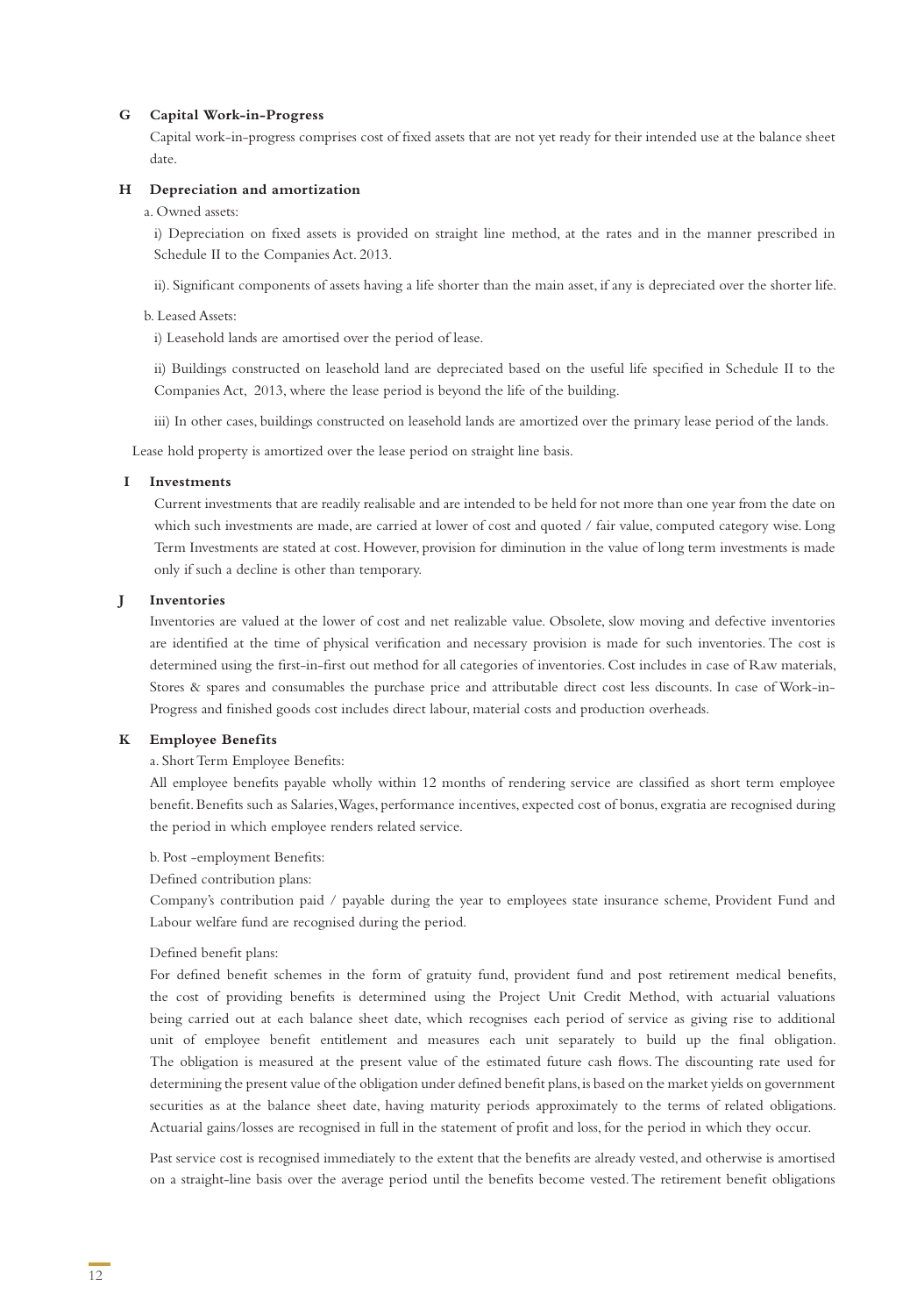**G Capital Work-in-Progress**

Capital work-in-progress comprises cost of fixed assets that are not yet ready for their intended use at the balance sheet date.

**H Depreciation and amortization**

a. Owned assets:

i) Depreciation on fixed assets is provided on straight line method, at the rates and in the manner prescribed in Schedule II to the Companies Act. 2013.

ii). Significant components of assets having a life shorter than the main asset, if any is depreciated over the shorter life.

b. Leased Assets:

i) Leasehold lands are amortised over the period of lease.

ii) Buildings constructed on leasehold land are depreciated based on the useful life specified in Schedule II to the Companies Act, 2013, where the lease period is beyond the life of the building.

iii) In other cases, buildings constructed on leasehold lands are amortized over the primary lease period of the lands.

Lease hold property is amortized over the lease period on straight line basis.

**I Investments**

Current investments that are readily realisable and are intended to be held for not more than one year from the date on which such investments are made, are carried at lower of cost and quoted / fair value, computed category wise. Long Term Investments are stated at cost. However, provision for diminution in the value of long term investments is made only if such a decline is other than temporary.

**J Inventories**

Inventories are valued at the lower of cost and net realizable value. Obsolete, slow moving and defective inventories are identified at the time of physical verification and necessary provision is made for such inventories. The cost is determined using the first-in-first out method for all categories of inventories. Cost includes in case of Raw materials, Stores & spares and consumables the purchase price and attributable direct cost less discounts. In case of Work-in-Progress and finished goods cost includes direct labour, material costs and production overheads.

**K Employee Benefits**

a. Short Term Employee Benefits:

All employee benefits payable wholly within 12 months of rendering service are classified as short term employee benefit. Benefits such as Salaries, Wages, performance incentives, expected cost of bonus, exgratia are recognised during the period in which employee renders related service.

b. Post -employment Benefits:

Defined contribution plans:

Company's contribution paid / payable during the year to employees state insurance scheme, Provident Fund and Labour welfare fund are recognised during the period.

Defined benefit plans:

For defined benefit schemes in the form of gratuity fund, provident fund and post retirement medical benefits, the cost of providing benefits is determined using the Project Unit Credit Method, with actuarial valuations being carried out at each balance sheet date, which recognises each period of service as giving rise to additional unit of employee benefit entitlement and measures each unit separately to build up the final obligation. The obligation is measured at the present value of the estimated future cash flows. The discounting rate used for determining the present value of the obligation under defined benefit plans, is based on the market yields on government securities as at the balance sheet date, having maturity periods approximately to the terms of related obligations. Actuarial gains/losses are recognised in full in the statement of profit and loss, for the period in which they occur.

Past service cost is recognised immediately to the extent that the benefits are already vested, and otherwise is amortised on a straight-line basis over the average period until the benefits become vested. The retirement benefit obligations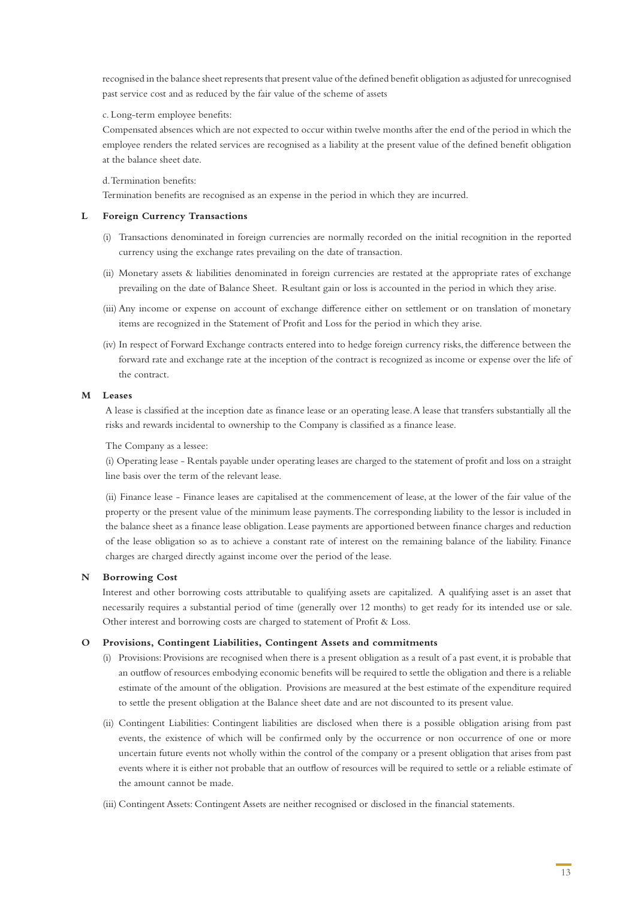recognised in the balance sheet represents that present value of the defined benefit obligation as adjusted for unrecognised past service cost and as reduced by the fair value of the scheme of assets

c. Long-term employee benefits:

Compensated absences which are not expected to occur within twelve months after the end of the period in which the employee renders the related services are recognised as a liability at the present value of the defined benefit obligation at the balance sheet date.

d. Termination benefits:

Termination benefits are recognised as an expense in the period in which they are incurred.

**L Foreign Currency Transactions**

(i) Transactions denominated in foreign currencies are normally recorded on the initial recognition in the reported currency using the exchange rates prevailing on the date of transaction.

(ii) Monetary assets & liabilities denominated in foreign currencies are restated at the appropriate rates of exchange prevailing on the date of Balance Sheet. Resultant gain or loss is accounted in the period in which they arise.

(iii) Any income or expense on account of exchange difference either on settlement or on translation of monetary items are recognized in the Statement of Profit and Loss for the period in which they arise.

(iv) In respect of Forward Exchange contracts entered into to hedge foreign currency risks, the difference between the forward rate and exchange rate at the inception of the contract is recognized as income or expense over the life of the contract.

**M Leases**

A lease is classified at the inception date as finance lease or an operating lease. A lease that transfers substantially all the risks and rewards incidental to ownership to the Company is classified as a finance lease.

The Company as a lessee:

(i) Operating lease - Rentals payable under operating leases are charged to the statement of profit and loss on a straight line basis over the term of the relevant lease.

(ii) Finance lease - Finance leases are capitalised at the commencement of lease, at the lower of the fair value of the property or the present value of the minimum lease payments. The corresponding liability to the lessor is included in the balance sheet as a finance lease obligation. Lease payments are apportioned between finance charges and reduction of the lease obligation so as to achieve a constant rate of interest on the remaining balance of the liability. Finance charges are charged directly against income over the period of the lease.

**N Borrowing Cost**

Interest and other borrowing costs attributable to qualifying assets are capitalized. A qualifying asset is an asset that necessarily requires a substantial period of time (generally over 12 months) to get ready for its intended use or sale. Other interest and borrowing costs are charged to statement of Profit & Loss.

**O Provisions, Contingent Liabilities, Contingent Assets and commitments**

(i) Provisions: Provisions are recognised when there is a present obligation as a result of a past event, it is probable that an outflow of resources embodying economic benefits will be required to settle the obligation and there is a reliable estimate of the amount of the obligation. Provisions are measured at the best estimate of the expenditure required to settle the present obligation at the Balance sheet date and are not discounted to its present value.

(ii) Contingent Liabilities: Contingent liabilities are disclosed when there is a possible obligation arising from past events, the existence of which will be confirmed only by the occurrence or non occurrence of one or more uncertain future events not wholly within the control of the company or a present obligation that arises from past events where it is either not probable that an outflow of resources will be required to settle or a reliable estimate of the amount cannot be made.

(iii) Contingent Assets: Contingent Assets are neither recognised or disclosed in the financial statements.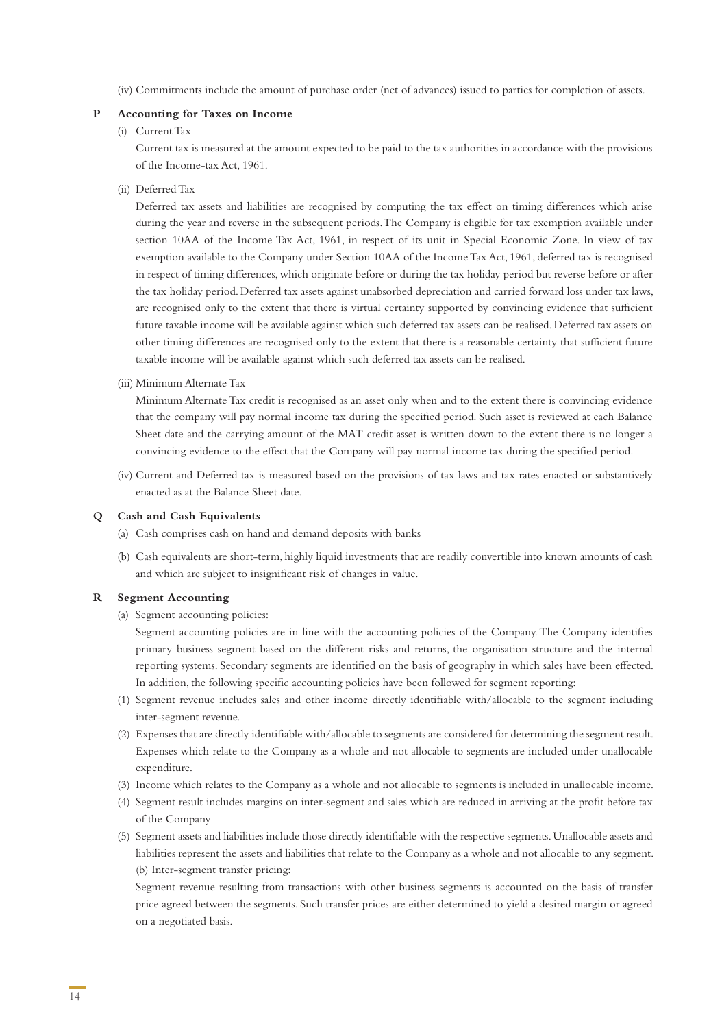(iv) Commitments include the amount of purchase order (net of advances) issued to parties for completion of assets.

**P Accounting for Taxes on Income**

(i) Current Tax

Current tax is measured at the amount expected to be paid to the tax authorities in accordance with the provisions of the Income-tax Act, 1961.

(ii) Deferred Tax

Deferred tax assets and liabilities are recognised by computing the tax effect on timing differences which arise during the year and reverse in the subsequent periods. The Company is eligible for tax exemption available under section 10AA of the Income Tax Act, 1961, in respect of its unit in Special Economic Zone. In view of tax exemption available to the Company under Section 10AA of the Income Tax Act, 1961, deferred tax is recognised in respect of timing differences, which originate before or during the tax holiday period but reverse before or after the tax holiday period. Deferred tax assets against unabsorbed depreciation and carried forward loss under tax laws, are recognised only to the extent that there is virtual certainty supported by convincing evidence that sufficient future taxable income will be available against which such deferred tax assets can be realised. Deferred tax assets on other timing differences are recognised only to the extent that there is a reasonable certainty that sufficient future taxable income will be available against which such deferred tax assets can be realised.

(iii) Minimum Alternate Tax

Minimum Alternate Tax credit is recognised as an asset only when and to the extent there is convincing evidence that the company will pay normal income tax during the specified period. Such asset is reviewed at each Balance Sheet date and the carrying amount of the MAT credit asset is written down to the extent there is no longer a convincing evidence to the effect that the Company will pay normal income tax during the specified period.

(iv) Current and Deferred tax is measured based on the provisions of tax laws and tax rates enacted or substantively enacted as at the Balance Sheet date.

**Q Cash and Cash Equivalents**

(a) Cash comprises cash on hand and demand deposits with banks

(b) Cash equivalents are short-term, highly liquid investments that are readily convertible into known amounts of cash and which are subject to insignificant risk of changes in value.

**R Segment Accounting**

(a) Segment accounting policies:

Segment accounting policies are in line with the accounting policies of the Company. The Company identifies primary business segment based on the different risks and returns, the organisation structure and the internal reporting systems. Secondary segments are identified on the basis of geography in which sales have been effected. In addition, the following specific accounting policies have been followed for segment reporting:

(1) Segment revenue includes sales and other income directly identifiable with/allocable to the segment including inter-segment revenue.

(2) Expenses that are directly identifiable with/allocable to segments are considered for determining the segment result. Expenses which relate to the Company as a whole and not allocable to segments are included under unallocable expenditure.

(3) Income which relates to the Company as a whole and not allocable to segments is included in unallocable income.

(4) Segment result includes margins on inter-segment and sales which are reduced in arriving at the profit before tax of the Company

(5) Segment assets and liabilities include those directly identifiable with the respective segments. Unallocable assets and liabilities represent the assets and liabilities that relate to the Company as a whole and not allocable to any segment.

(b) Inter-segment transfer pricing:

Segment revenue resulting from transactions with other business segments is accounted on the basis of transfer price agreed between the segments. Such transfer prices are either determined to yield a desired margin or agreed on a negotiated basis.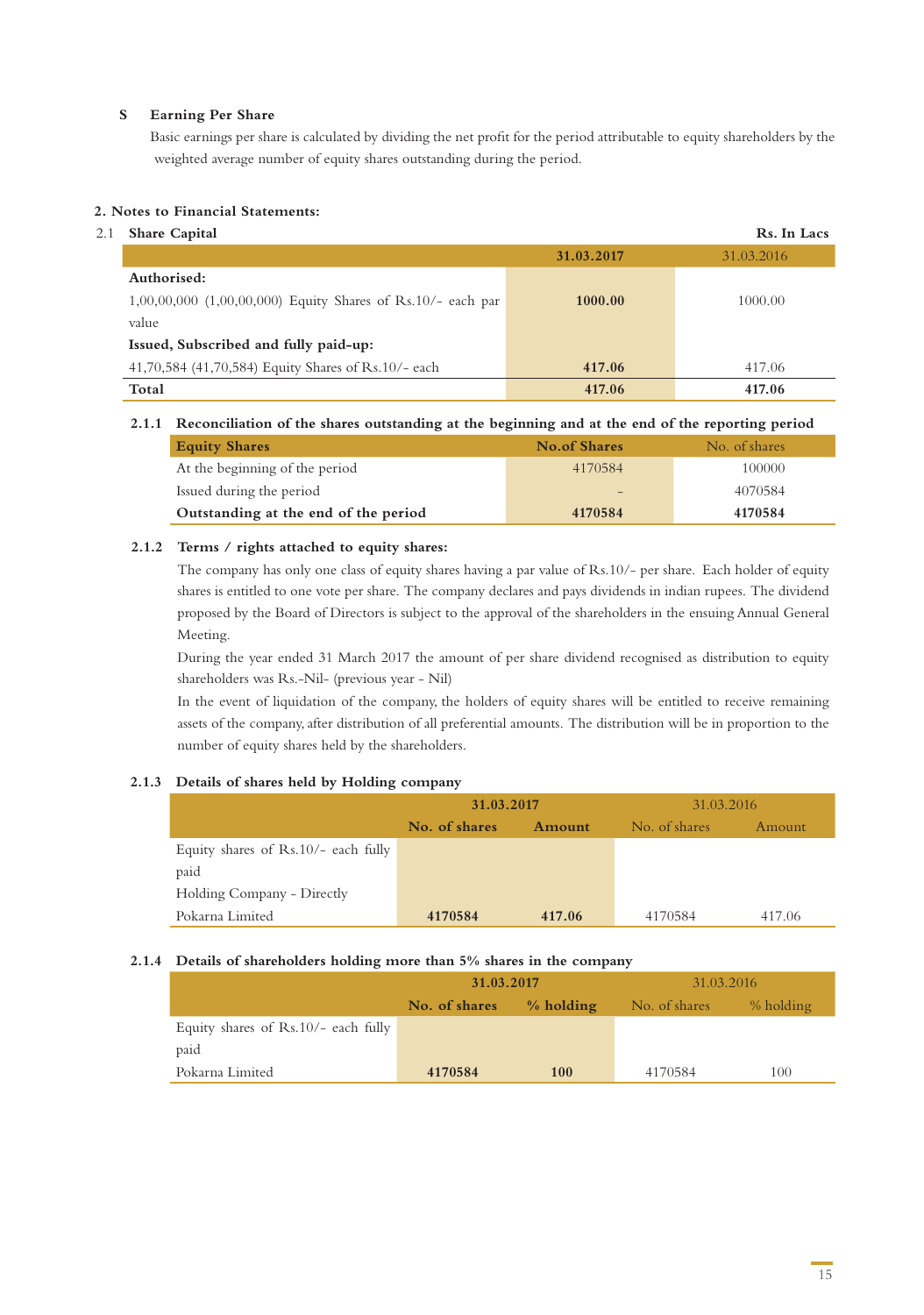**S Earning Per Share**

Basic earnings per share is calculated by dividing the net profit for the period attributable to equity shareholders by the weighted average number of equity shares outstanding during the period.

## 2. Notes to Financial Statements:

### 2.1 Share Capital

**Rs. In Lacs**

| | 31.03.2017 | 31.03.2016 |
|---|---|---|
| **Authorised:** | | |
| 1,00,00,000 (1,00,00,000) Equity Shares of Rs.10/- each par value | **1000.00** | 1000.00 |
| **Issued, Subscribed and fully paid-up:** | | |
| 41,70,584 (41,70,584) Equity Shares of Rs.10/- each | **417.06** | 417.06 |
| **Total** | **417.06** | **417.06** |

### 2.1.1 Reconciliation of the shares outstanding at the beginning and at the end of the reporting period

| Equity Shares | No.of Shares | No. of shares |
|---|---|---|
| At the beginning of the period | 4170584 | 100000 |
| Issued during the period | - | 4070584 |
| **Outstanding at the end of the period** | **4170584** | **4170584** |

### 2.1.2 Terms / rights attached to equity shares:

The company has only one class of equity shares having a par value of Rs.10/- per share. Each holder of equity shares is entitled to one vote per share. The company declares and pays dividends in indian rupees. The dividend proposed by the Board of Directors is subject to the approval of the shareholders in the ensuing Annual General Meeting.

During the year ended 31 March 2017 the amount of per share dividend recognised as distribution to equity shareholders was Rs.-Nil- (previous year - Nil)

In the event of liquidation of the company, the holders of equity shares will be entitled to receive remaining assets of the company, after distribution of all preferential amounts. The distribution will be in proportion to the number of equity shares held by the shareholders.

### 2.1.3 Details of shares held by Holding company

| | 31.03.2017 | | 31.03.2016 | |
|---|---|---|---|---|
| | **No. of shares** | **Amount** | No. of shares | Amount |
| Equity shares of Rs.10/- each fully paid | | | | |
| Holding Company - Directly | | | | |
| Pokarna Limited | **4170584** | **417.06** | 4170584 | 417.06 |

### 2.1.4 Details of shareholders holding more than 5% shares in the company

| | 31.03.2017 | | 31.03.2016 | |
|---|---|---|---|---|
| | **No. of shares** | **% holding** | No. of shares | % holding |
| Equity shares of Rs.10/- each fully paid | | | | |
| Pokarna Limited | **4170584** | **100** | 4170584 | 100 |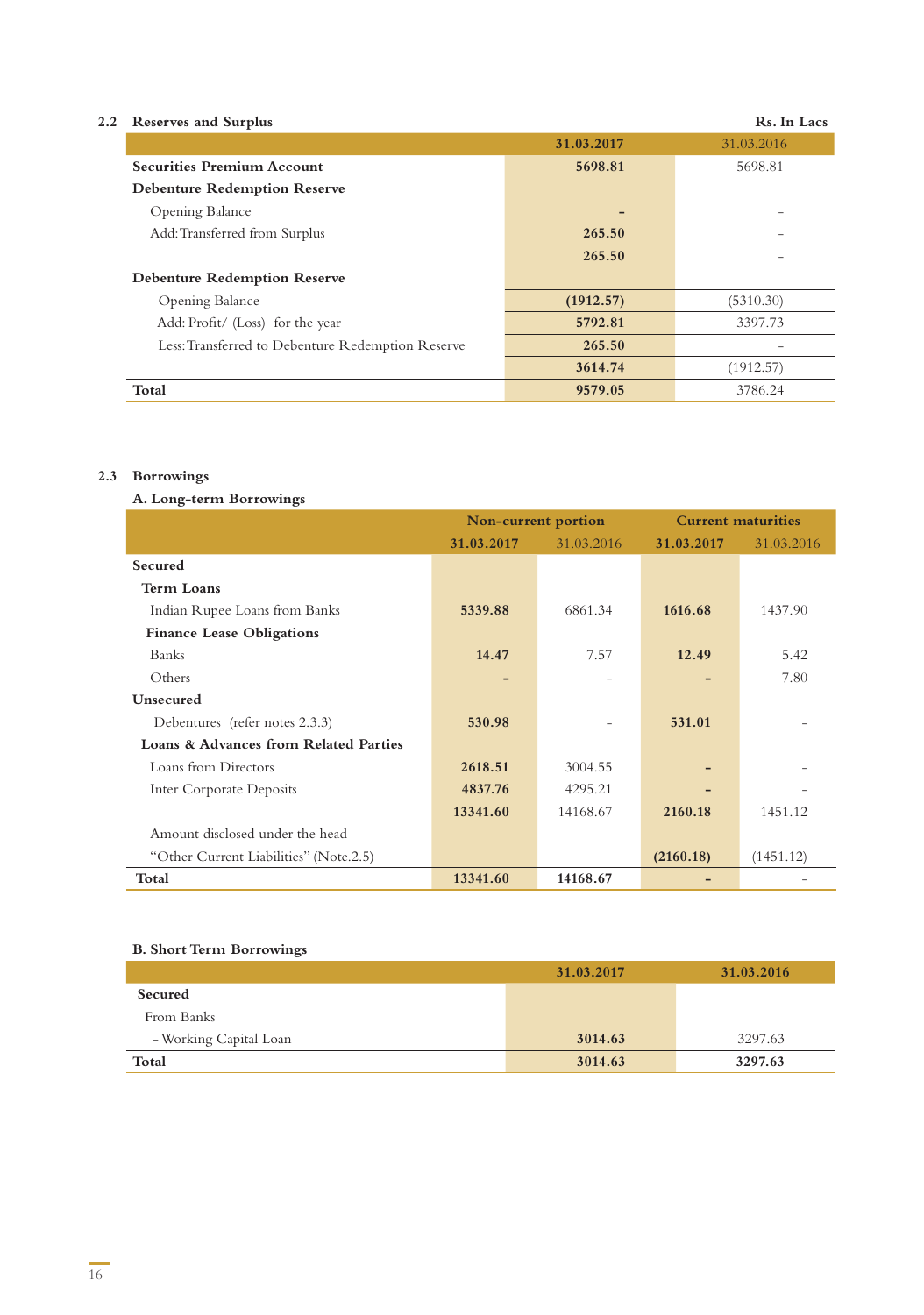### 2.2 Reserves and Surplus

Rs. In Lacs

| | 31.03.2017 | 31.03.2016 |
|---|---|---|
| **Securities Premium Account** | **5698.81** | 5698.81 |
| **Debenture Redemption Reserve** | | |
| Opening Balance | **-** | - |
| Add: Transferred from Surplus | **265.50** | - |
| | **265.50** | - |
| **Debenture Redemption Reserve** | | |
| Opening Balance | **(1912.57)** | (5310.30) |
| Add: Profit/ (Loss) for the year | **5792.81** | 3397.73 |
| Less: Transferred to Debenture Redemption Reserve | **265.50** | - |
| | **3614.74** | (1912.57) |
| **Total** | **9579.05** | 3786.24 |

### 2.3 Borrowings

#### A. Long-term Borrowings

| | Non-current portion | | Current maturities | |
|---|---|---|---|---|
| | **31.03.2017** | 31.03.2016 | **31.03.2017** | 31.03.2016 |
| **Secured** | | | | |
| **Term Loans** | | | | |
| Indian Rupee Loans from Banks | **5339.88** | 6861.34 | **1616.68** | 1437.90 |
| **Finance Lease Obligations** | | | | |
| Banks | **14.47** | 7.57 | **12.49** | 5.42 |
| Others | **-** | - | **-** | 7.80 |
| **Unsecured** | | | | |
| Debentures (refer notes 2.3.3) | **530.98** | - | **531.01** | - |
| **Loans & Advances from Related Parties** | | | | |
| Loans from Directors | **2618.51** | 3004.55 | **-** | - |
| Inter Corporate Deposits | **4837.76** | 4295.21 | **-** | - |
| | **13341.60** | 14168.67 | **2160.18** | 1451.12 |
| Amount disclosed under the head | | | | |
| "Other Current Liabilities" (Note.2.5) | | | **(2160.18)** | (1451.12) |
| **Total** | **13341.60** | **14168.67** | **-** | - |

#### B. Short Term Borrowings

| | 31.03.2017 | 31.03.2016 |
|---|---|---|
| **Secured** | | |
| From Banks | | |
| - Working Capital Loan | **3014.63** | 3297.63 |
| **Total** | **3014.63** | **3297.63** |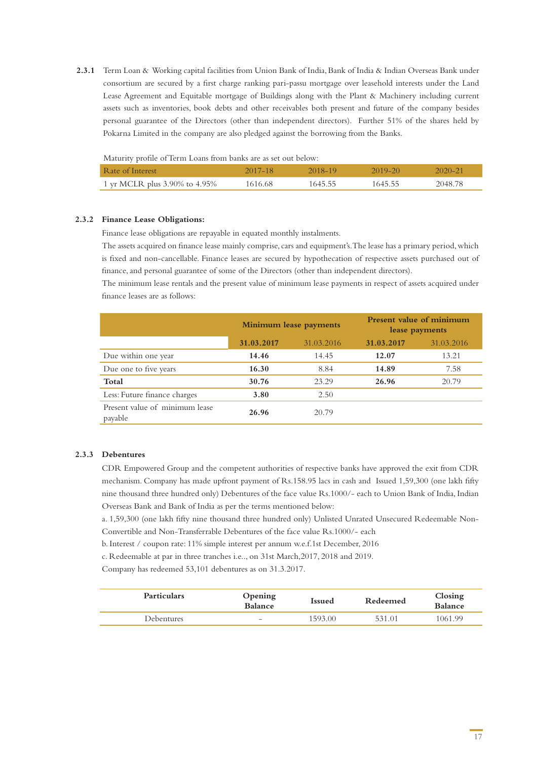**2.3.1** Term Loan & Working capital facilities from Union Bank of India, Bank of India & Indian Overseas Bank under consortium are secured by a first charge ranking pari-passu mortgage over leasehold interests under the Land Lease Agreement and Equitable mortgage of Buildings along with the Plant & Machinery including current assets such as inventories, book debts and other receivables both present and future of the company besides personal guarantee of the Directors (other than independent directors). Further 51% of the shares held by Pokarna Limited in the company are also pledged against the borrowing from the Banks.

Maturity profile of Term Loans from banks are as set out below:

| Rate of Interest | 2017-18 | 2018-19 | 2019-20 | 2020-21 |
|---|---|---|---|---|
| 1 yr MCLR plus 3.90% to 4.95% | 1616.68 | 1645.55 | 1645.55 | 2048.78 |

**2.3.2 Finance Lease Obligations:**

Finance lease obligations are repayable in equated monthly instalments.

The assets acquired on finance lease mainly comprise, cars and equipment's. The lease has a primary period, which is fixed and non-cancellable. Finance leases are secured by hypothecation of respective assets purchased out of finance, and personal guarantee of some of the Directors (other than independent directors).

The minimum lease rentals and the present value of minimum lease payments in respect of assets acquired under finance leases are as follows:

| | Minimum lease payments | | Present value of minimum lease payments | |
|---|---|---|---|---|
| | **31.03.2017** | 31.03.2016 | **31.03.2017** | 31.03.2016 |
| Due within one year | **14.46** | 14.45 | **12.07** | 13.21 |
| Due one to five years | **16.30** | 8.84 | **14.89** | 7.58 |
| **Total** | **30.76** | 23.29 | **26.96** | 20.79 |
| Less: Future finance charges | **3.80** | 2.50 | | |
| Present value of minimum lease payable | **26.96** | 20.79 | | |

**2.3.3 Debentures**

CDR Empowered Group and the competent authorities of respective banks have approved the exit from CDR mechanism. Company has made upfront payment of Rs.158.95 lacs in cash and Issued 1,59,300 (one lakh fifty nine thousand three hundred only) Debentures of the face value Rs.1000/- each to Union Bank of India, Indian Overseas Bank and Bank of India as per the terms mentioned below:

a. 1,59,300 (one lakh fifty nine thousand three hundred only) Unlisted Unrated Unsecured Redeemable Non-Convertible and Non-Transferrable Debentures of the face value Rs.1000/- each

b. Interest / coupon rate: 11% simple interest per annum w.e.f.1st December, 2016

c. Redeemable at par in three tranches i.e.., on 31st March,2017, 2018 and 2019.

Company has redeemed 53,101 debentures as on 31.3.2017.

| Particulars | Opening Balance | Issued | Redeemed | Closing Balance |
|---|---|---|---|---|
| Debentures | - | 1593.00 | 531.01 | 1061.99 |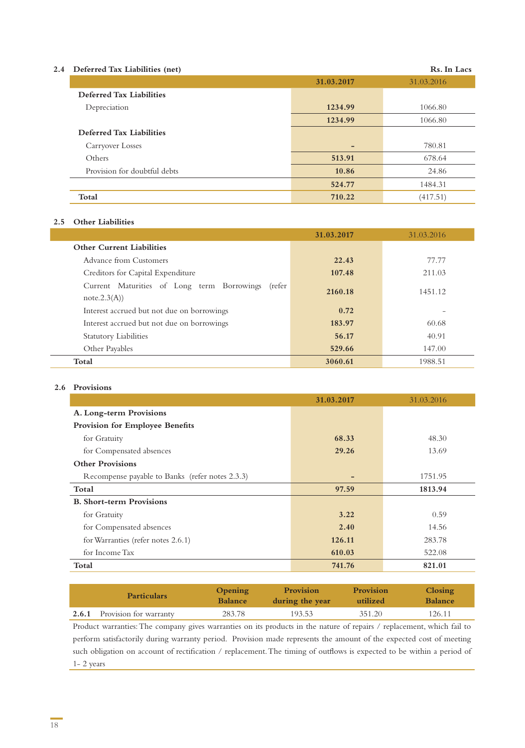### 2.4 Deferred Tax Liabilities (net)

Rs. In Lacs

| | 31.03.2017 | 31.03.2016 |
|---|---|---|
| **Deferred Tax Liabilities** | | |
| Depreciation | **1234.99** | 1066.80 |
| | **1234.99** | 1066.80 |
| **Deferred Tax Liabilities** | | |
| Carryover Losses | **-** | 780.81 |
| Others | **513.91** | 678.64 |
| Provision for doubtful debts | **10.86** | 24.86 |
| | **524.77** | 1484.31 |
| **Total** | **710.22** | (417.51) |

### 2.5 Other Liabilities

| | 31.03.2017 | 31.03.2016 |
|---|---|---|
| **Other Current Liabilities** | | |
| Advance from Customers | **22.43** | 77.77 |
| Creditors for Capital Expenditure | **107.48** | 211.03 |
| Current Maturities of Long term Borrowings (refer note.2.3(A)) | **2160.18** | 1451.12 |
| Interest accrued but not due on borrowings | **0.72** | - |
| Interest accrued but not due on borrowings | **183.97** | 60.68 |
| Statutory Liabilities | **56.17** | 40.91 |
| Other Payables | **529.66** | 147.00 |
| **Total** | **3060.61** | 1988.51 |

### 2.6 Provisions

| | 31.03.2017 | 31.03.2016 |
|---|---|---|
| **A. Long-term Provisions** | | |
| **Provision for Employee Benefits** | | |
| for Gratuity | **68.33** | 48.30 |
| for Compensated absences | **29.26** | 13.69 |
| **Other Provisions** | | |
| Recompense payable to Banks (refer notes 2.3.3) | **-** | 1751.95 |
| **Total** | **97.59** | **1813.94** |
| **B. Short-term Provisions** | | |
| for Gratuity | **3.22** | 0.59 |
| for Compensated absences | **2.40** | 14.56 |
| for Warranties (refer notes 2.6.1) | **126.11** | 283.78 |
| for Income Tax | **610.03** | 522.08 |
| **Total** | **741.76** | **821.01** |

| | Particulars | Opening Balance | Provision during the year | Provision utilized | Closing Balance |
|---|---|---|---|---|---|
| **2.6.1** | Provision for warranty | 283.78 | 193.53 | 351.20 | 126.11 |

Product warranties: The company gives warranties on its products in the nature of repairs / replacement, which fail to perform satisfactorily during warranty period. Provision made represents the amount of the expected cost of meeting such obligation on account of rectification / replacement. The timing of outflows is expected to be within a period of 1- 2 years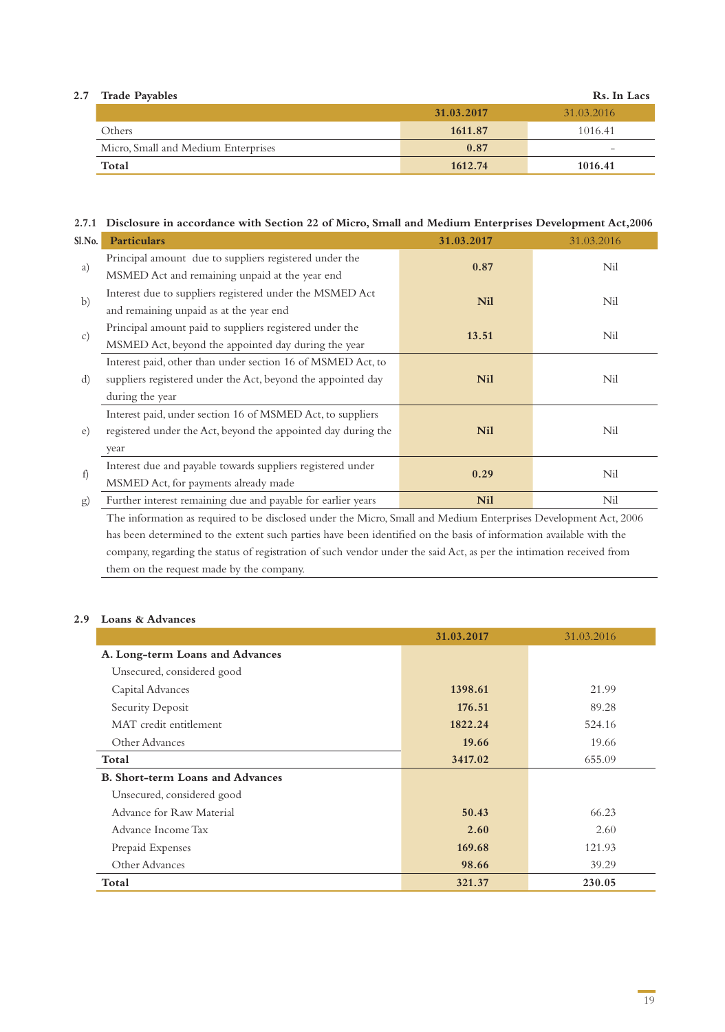### 2.7 Trade Payables

Rs. In Lacs

| | 31.03.2017 | 31.03.2016 |
|---|---|---|
| Others | 1611.87 | 1016.41 |
| Micro, Small and Medium Enterprises | 0.87 | - |
| **Total** | **1612.74** | **1016.41** |

### 2.7.1 Disclosure in accordance with Section 22 of Micro, Small and Medium Enterprises Development Act,2006

| Sl.No. | Particulars | 31.03.2017 | 31.03.2016 |
|---|---|---|---|
| a) | Principal amount due to suppliers registered under the MSMED Act and remaining unpaid at the year end | 0.87 | Nil |
| b) | Interest due to suppliers registered under the MSMED Act and remaining unpaid as at the year end | Nil | Nil |
| c) | Principal amount paid to suppliers registered under the MSMED Act, beyond the appointed day during the year | 13.51 | Nil |
| d) | Interest paid, other than under section 16 of MSMED Act, to suppliers registered under the Act, beyond the appointed day during the year | Nil | Nil |
| e) | Interest paid, under section 16 of MSMED Act, to suppliers registered under the Act, beyond the appointed day during the year | Nil | Nil |
| f) | Interest due and payable towards suppliers registered under MSMED Act, for payments already made | 0.29 | Nil |
| g) | Further interest remaining due and payable for earlier years | Nil | Nil |

The information as required to be disclosed under the Micro, Small and Medium Enterprises Development Act, 2006 has been determined to the extent such parties have been identified on the basis of information available with the company, regarding the status of registration of such vendor under the said Act, as per the intimation received from them on the request made by the company.

### 2.9 Loans & Advances

| | 31.03.2017 | 31.03.2016 |
|---|---|---|
| **A. Long-term Loans and Advances** | | |
| Unsecured, considered good | | |
| Capital Advances | 1398.61 | 21.99 |
| Security Deposit | 176.51 | 89.28 |
| MAT credit entitlement | 1822.24 | 524.16 |
| Other Advances | 19.66 | 19.66 |
| **Total** | **3417.02** | 655.09 |
| **B. Short-term Loans and Advances** | | |
| Unsecured, considered good | | |
| Advance for Raw Material | 50.43 | 66.23 |
| Advance Income Tax | 2.60 | 2.60 |
| Prepaid Expenses | 169.68 | 121.93 |
| Other Advances | 98.66 | 39.29 |
| **Total** | **321.37** | **230.05** |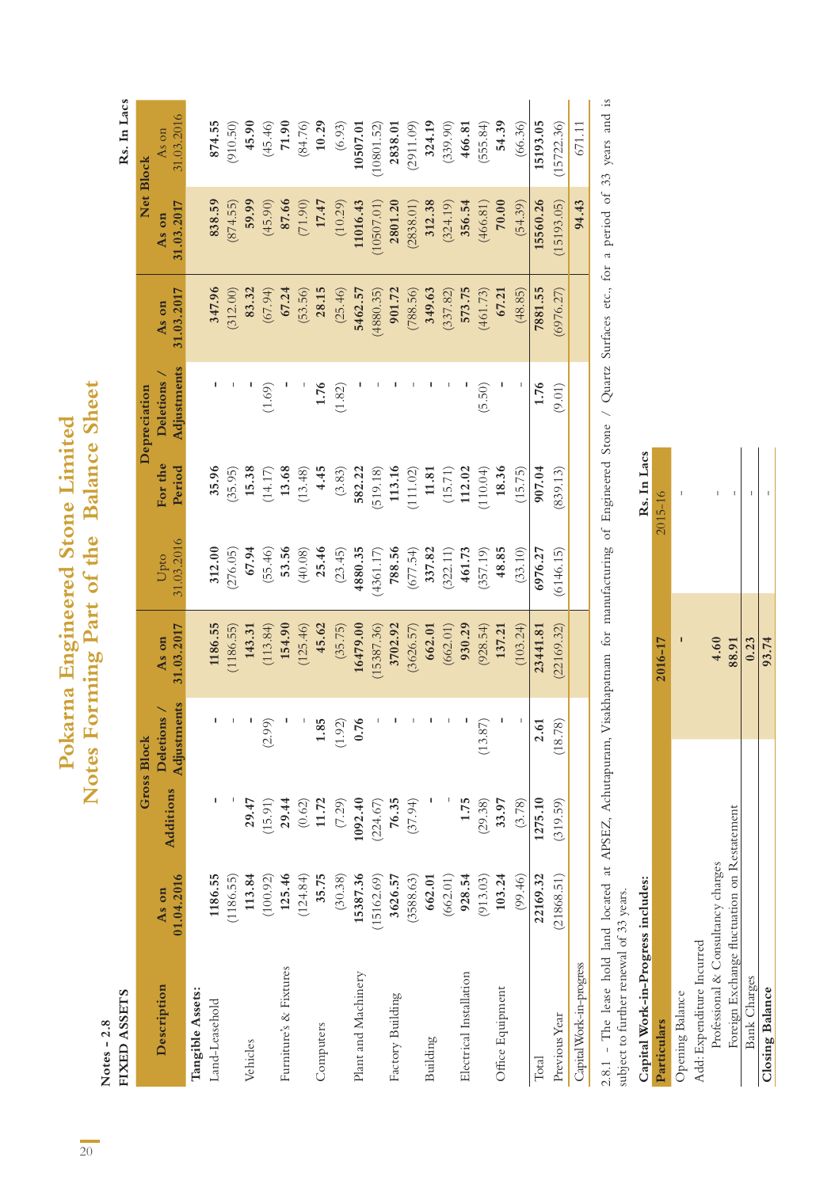# Pokarna Engineered Stone Limited
## Notes Forming Part of the Balance Sheet

**Notes - 2.8**

**FIXED ASSETS**

Rs. In Lacs

| Description | Gross Block | | | | Depreciation | | | | Net Block | |
|---|---|---|---|---|---|---|---|---|---|---|
| | As on 01.04.2016 | Additions | Deletions / Adjustments | As on 31.03.2017 | Upto 31.03.2016 | For the Period | Deletions / Adjustments | As on 31.03.2017 | As on 31.03.2017 | As on 31.03.2016 |
| **Tangible Assets:** | | | | | | | | | | |
| Land-Leasehold | **1186.55** | **-** | **-** | **1186.55** | **312.00** | **35.96** | **-** | **347.96** | **838.59** | **874.55** |
| | (1186.55) | - | - | (1186.55) | (276.05) | (35.95) | - | (312.00) | (874.55) | (910.50) |
| Vehicles | **113.84** | **29.47** | **-** | **143.31** | **67.94** | **15.38** | **-** | **83.32** | **59.99** | **45.90** |
| | (100.92) | (15.91) | (2.99) | (113.84) | (55.46) | (14.17) | (1.69) | (67.94) | (45.90) | (45.46) |
| Furniture's & Fixtures | **125.46** | **29.44** | **-** | **154.90** | **53.56** | **13.68** | **-** | **67.24** | **87.66** | **71.90** |
| | (124.84) | (0.62) | - | (125.46) | (40.08) | (13.48) | - | (53.56) | (71.90) | (84.76) |
| Computers | **35.75** | **11.72** | **1.85** | **45.62** | **25.46** | **4.45** | **1.76** | **28.15** | **17.47** | **10.29** |
| | (30.38) | (7.29) | (1.92) | (35.75) | (23.45) | (3.83) | (1.82) | (25.46) | (10.29) | (6.93) |
| Plant and Machinery | **15387.36** | **1092.40** | **0.76** | **16479.00** | **4880.35** | **582.22** | **-** | **5462.57** | **11016.43** | **10507.01** |
| | (15162.69) | (224.67) | - | (15387.36) | (4361.17) | (519.18) | - | (4880.35) | (10507.01) | (10801.52) |
| Factory Building | **3626.57** | **76.35** | **-** | **3702.92** | **788.56** | **113.16** | **-** | **901.72** | **2801.20** | **2838.01** |
| | (3588.63) | (37.94) | - | (3626.57) | (677.54) | (111.02) | - | (788.56) | (2838.01) | (2911.09) |
| Building | **662.01** | **-** | **-** | **662.01** | **337.82** | **11.81** | **-** | **349.63** | **312.38** | **324.19** |
| | (662.01) | - | - | (662.01) | (322.11) | (15.71) | - | (337.82) | (324.19) | (339.90) |
| Electrical Installation | **928.54** | **1.75** | **-** | **930.29** | **461.73** | **112.02** | **-** | **573.75** | **356.54** | **466.81** |
| | (913.03) | (29.38) | (13.87) | (928.54) | (357.19) | (110.04) | (5.50) | (461.73) | (466.81) | (555.84) |
| Office Equipment | **103.24** | **33.97** | **-** | **137.21** | **48.85** | **18.36** | **-** | **67.21** | **70.00** | **54.39** |
| | (99.46) | (3.78) | - | (103.24) | (33.10) | (15.75) | - | (48.85) | (54.39) | (66.36) |
| Total | **22169.32** | **1275.10** | **2.61** | **23441.81** | **6976.27** | **907.04** | **1.76** | **7881.55** | **15560.26** | **15193.05** |
| Previous Year | (21868.51) | (319.59) | (18.78) | (22169.32) | (6146.15) | (839.13) | (9.01) | (6976.27) | (15193.05) | (15722.36) |
| Capital Work-in-progress | | | | | | | | | 94.43 | 671.11 |

2.8.1 - The lease hold land located at APSEZ, Achutapuram, Visakhapatnam for manufacturing of Engineered Stone / Quartz Surfaces etc., for a period of 33 years and is subject to further renewal of 33 years.

**Capital Work-in-Progress includes:**

Rs. In Lacs

| Particulars | 2016-17 | 2015-16 |
|---|---|---|
| Opening Balance | - | - |
| Add: Expenditure Incurred | | |
| Professional & Consultancy charges | 4.60 | - |
| Foreign Exchange fluctuation on Restatement | 88.91 | - |
| Bank Charges | 0.23 | - |
| **Closing Balance** | **93.74** | - |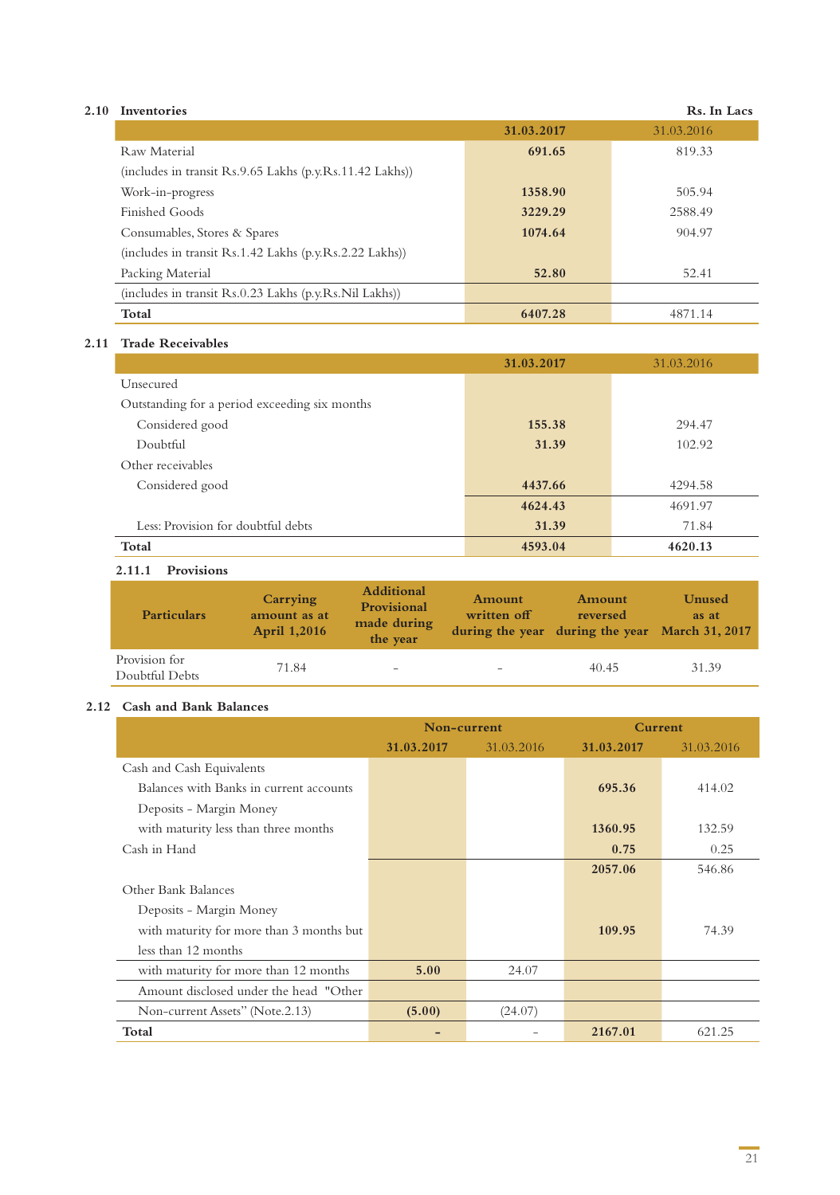## 2.10 Inventories

Rs. In Lacs

| | 31.03.2017 | 31.03.2016 |
|---|---|---|
| Raw Material | **691.65** | 819.33 |
| (includes in transit Rs.9.65 Lakhs (p.y.Rs.11.42 Lakhs)) | | |
| Work-in-progress | **1358.90** | 505.94 |
| Finished Goods | **3229.29** | 2588.49 |
| Consumables, Stores & Spares | **1074.64** | 904.97 |
| (includes in transit Rs.1.42 Lakhs (p.y.Rs.2.22 Lakhs)) | | |
| Packing Material | **52.80** | 52.41 |
| (includes in transit Rs.0.23 Lakhs (p.y.Rs.Nil Lakhs)) | | |
| **Total** | **6407.28** | 4871.14 |

## 2.11 Trade Receivables

| | 31.03.2017 | 31.03.2016 |
|---|---|---|
| Unsecured | | |
| Outstanding for a period exceeding six months | | |
| Considered good | **155.38** | 294.47 |
| Doubtful | **31.39** | 102.92 |
| Other receivables | | |
| Considered good | **4437.66** | 4294.58 |
| | **4624.43** | 4691.97 |
| Less: Provision for doubtful debts | **31.39** | 71.84 |
| **Total** | **4593.04** | **4620.13** |

### 2.11.1 Provisions

| Particulars | Carrying amount as at April 1,2016 | Additional Provisional made during the year | Amount written off during the year | Amount reversed during the year | Unused as at March 31, 2017 |
|---|---|---|---|---|---|
| Provision for Doubtful Debts | 71.84 | - | - | 40.45 | 31.39 |

## 2.12 Cash and Bank Balances

| | Non-current | | Current | |
|---|---|---|---|---|
| | 31.03.2017 | 31.03.2016 | 31.03.2017 | 31.03.2016 |
| Cash and Cash Equivalents | | | | |
| Balances with Banks in current accounts | | | **695.36** | 414.02 |
| Deposits - Margin Money | | | | |
| with maturity less than three months | | | **1360.95** | 132.59 |
| Cash in Hand | | | **0.75** | 0.25 |
| | | | **2057.06** | 546.86 |
| Other Bank Balances | | | | |
| Deposits - Margin Money | | | | |
| with maturity for more than 3 months but less than 12 months | | | **109.95** | 74.39 |
| with maturity for more than 12 months | **5.00** | 24.07 | | |
| Amount disclosed under the head "Other Non-current Assets" (Note.2.13) | **(5.00)** | (24.07) | | |
| **Total** | **-** | - | **2167.01** | 621.25 |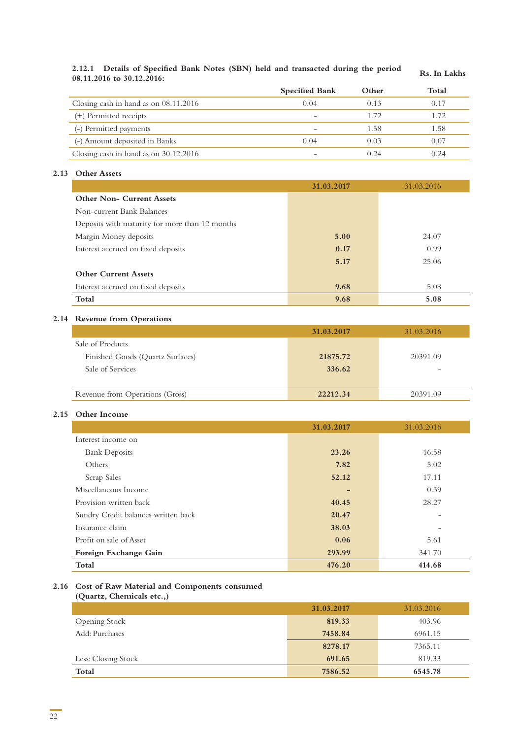#### 2.12.1 Details of Specified Bank Notes (SBN) held and transacted during the period 08.11.2016 to 30.12.2016:

Rs. In Lakhs

| | Specified Bank | Other | Total |
|---|---|---|---|
| Closing cash in hand as on 08.11.2016 | 0.04 | 0.13 | 0.17 |
| (+) Permitted receipts | - | 1.72 | 1.72 |
| (-) Permitted payments | - | 1.58 | 1.58 |
| (-) Amount deposited in Banks | 0.04 | 0.03 | 0.07 |
| Closing cash in hand as on 30.12.2016 | - | 0.24 | 0.24 |

#### 2.13 Other Assets

| | 31.03.2017 | 31.03.2016 |
|---|---|---|
| **Other Non- Current Assets** | | |
| Non-current Bank Balances | | |
| Deposits with maturity for more than 12 months | | |
| Margin Money deposits | **5.00** | 24.07 |
| Interest accrued on fixed deposits | **0.17** | 0.99 |
| | **5.17** | 25.06 |
| **Other Current Assets** | | |
| Interest accrued on fixed deposits | **9.68** | 5.08 |
| **Total** | **9.68** | **5.08** |

#### 2.14 Revenue from Operations

| | 31.03.2017 | 31.03.2016 |
|---|---|---|
| Sale of Products | | |
| Finished Goods (Quartz Surfaces) | **21875.72** | 20391.09 |
| Sale of Services | **336.62** | - |
| Revenue from Operations (Gross) | **22212.34** | 20391.09 |

#### 2.15 Other Income

| | 31.03.2017 | 31.03.2016 |
|---|---|---|
| Interest income on | | |
| Bank Deposits | **23.26** | 16.58 |
| Others | **7.82** | 5.02 |
| Scrap Sales | **52.12** | 17.11 |
| Miscellaneous Income | **-** | 0.39 |
| Provision written back | **40.45** | 28.27 |
| Sundry Credit balances written back | **20.47** | - |
| Insurance claim | **38.03** | - |
| Profit on sale of Asset | **0.06** | 5.61 |
| **Foreign Exchange Gain** | **293.99** | 341.70 |
| **Total** | **476.20** | **414.68** |

#### 2.16 Cost of Raw Material and Components consumed (Quartz, Chemicals etc.,)

| | 31.03.2017 | 31.03.2016 |
|---|---|---|
| Opening Stock | **819.33** | 403.96 |
| Add: Purchases | **7458.84** | 6961.15 |
| | **8278.17** | 7365.11 |
| Less: Closing Stock | **691.65** | 819.33 |
| **Total** | **7586.52** | **6545.78** |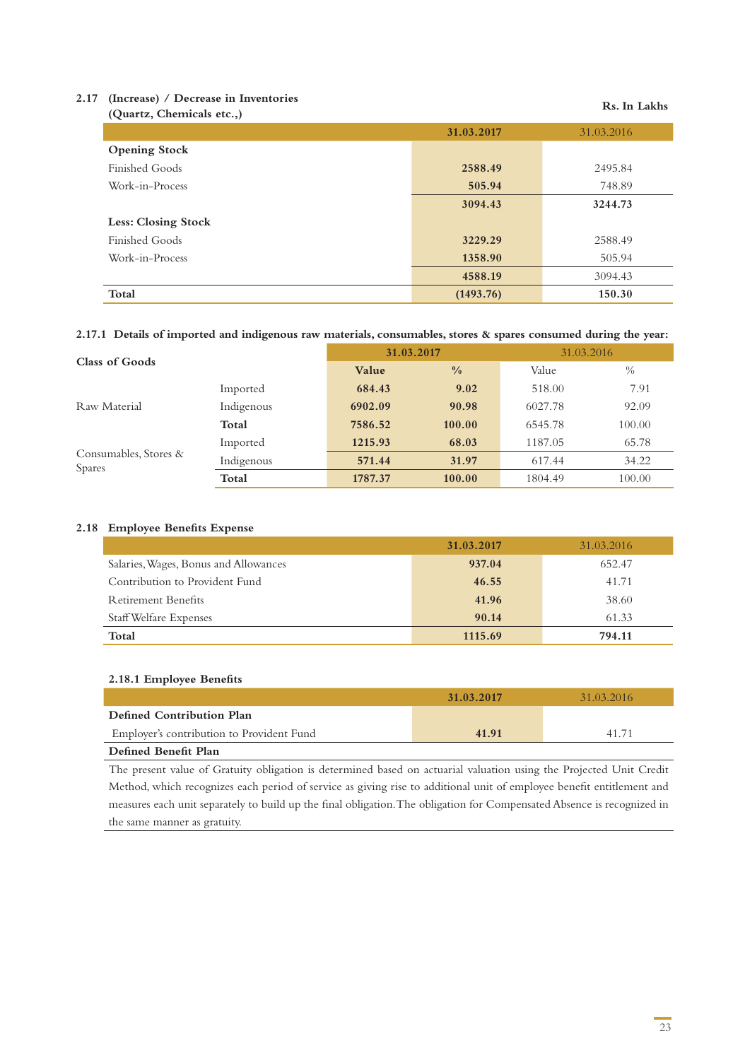### 2.17 (Increase) / Decrease in Inventories (Quartz, Chemicals etc.,)

Rs. In Lakhs

| | 31.03.2017 | 31.03.2016 |
|---|---|---|
| **Opening Stock** | | |
| Finished Goods | **2588.49** | 2495.84 |
| Work-in-Process | **505.94** | 748.89 |
| | **3094.43** | **3244.73** |
| **Less: Closing Stock** | | |
| Finished Goods | **3229.29** | 2588.49 |
| Work-in-Process | **1358.90** | 505.94 |
| | **4588.19** | 3094.43 |
| **Total** | **(1493.76)** | **150.30** |

### 2.17.1 Details of imported and indigenous raw materials, consumables, stores & spares consumed during the year:

| Class of Goods | | 31.03.2017 | | 31.03.2016 | |
|---|---|---|---|---|---|
| | | **Value** | **%** | Value | % |
| Raw Material | Imported | **684.43** | **9.02** | 518.00 | 7.91 |
| | Indigenous | **6902.09** | **90.98** | 6027.78 | 92.09 |
| | **Total** | **7586.52** | **100.00** | 6545.78 | 100.00 |
| Consumables, Stores & Spares | Imported | **1215.93** | **68.03** | 1187.05 | 65.78 |
| | Indigenous | **571.44** | **31.97** | 617.44 | 34.22 |
| | **Total** | **1787.37** | **100.00** | 1804.49 | 100.00 |

### 2.18 Employee Benefits Expense

| | 31.03.2017 | 31.03.2016 |
|---|---|---|
| Salaries, Wages, Bonus and Allowances | **937.04** | 652.47 |
| Contribution to Provident Fund | **46.55** | 41.71 |
| Retirement Benefits | **41.96** | 38.60 |
| Staff Welfare Expenses | **90.14** | 61.33 |
| **Total** | **1115.69** | **794.11** |

#### 2.18.1 Employee Benefits

| | 31.03.2017 | 31.03.2016 |
|---|---|---|
| **Defined Contribution Plan** | | |
| Employer's contribution to Provident Fund | **41.91** | 41.71 |

**Defined Benefit Plan**

The present value of Gratuity obligation is determined based on actuarial valuation using the Projected Unit Credit Method, which recognizes each period of service as giving rise to additional unit of employee benefit entitlement and measures each unit separately to build up the final obligation. The obligation for Compensated Absence is recognized in the same manner as gratuity.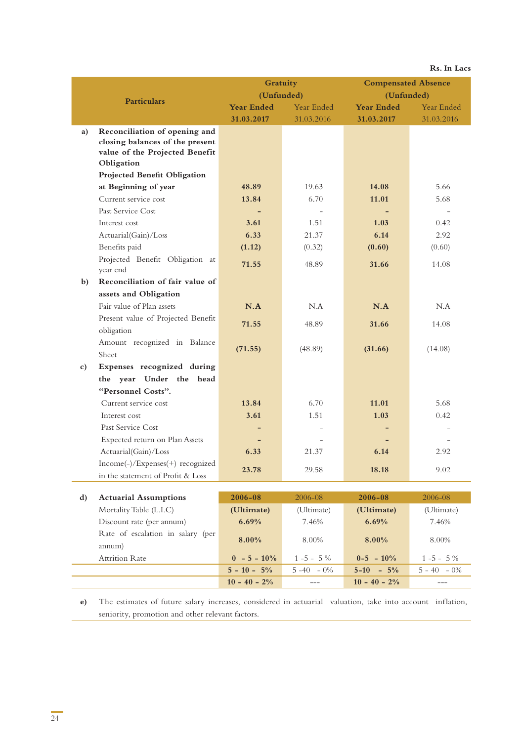Rs. In Lacs

| | Particulars | Gratuity (Unfunded) | | Compensated Absence (Unfunded) | |
|---|---|---|---|---|---|
| | | **Year Ended 31.03.2017** | Year Ended 31.03.2016 | **Year Ended 31.03.2017** | Year Ended 31.03.2016 |
| **a)** | **Reconciliation of opening and closing balances of the present value of the Projected Benefit Obligation** | | | | |
| | **Projected Benefit Obligation at Beginning of year** | **48.89** | 19.63 | **14.08** | 5.66 |
| | Current service cost | **13.84** | 6.70 | **11.01** | 5.68 |
| | Past Service Cost | **-** | - | **-** | - |
| | Interest cost | **3.61** | 1.51 | **1.03** | 0.42 |
| | Actuarial(Gain)/Loss | **6.33** | 21.37 | **6.14** | 2.92 |
| | Benefits paid | **(1.12)** | (0.32) | **(0.60)** | (0.60) |
| | Projected Benefit Obligation at year end | **71.55** | 48.89 | **31.66** | 14.08 |
| **b)** | **Reconciliation of fair value of assets and Obligation** | | | | |
| | Fair value of Plan assets | **N.A** | N.A | **N.A** | N.A |
| | Present value of Projected Benefit obligation | **71.55** | 48.89 | **31.66** | 14.08 |
| | Amount recognized in Balance Sheet | **(71.55)** | (48.89) | **(31.66)** | (14.08) |
| **c)** | **Expenses recognized during the year Under the head "Personnel Costs".** | | | | |
| | Current service cost | **13.84** | 6.70 | **11.01** | 5.68 |
| | Interest cost | **3.61** | 1.51 | **1.03** | 0.42 |
| | Past Service Cost | **-** | - | **-** | - |
| | Expected return on Plan Assets | **-** | - | **-** | - |
| | Actuarial(Gain)/Loss | **6.33** | 21.37 | **6.14** | 2.92 |
| | Income(-)/Expenses(+) recognized in the statement of Profit & Loss | **23.78** | 29.58 | **18.18** | 9.02 |
| **d)** | **Actuarial Assumptions** | **2006-08** | 2006-08 | **2006-08** | 2006-08 |
| | Mortality Table (L.I.C) | **(Ultimate)** | (Ultimate) | **(Ultimate)** | (Ultimate) |
| | Discount rate (per annum) | **6.69%** | 7.46% | **6.69%** | 7.46% |
| | Rate of escalation in salary (per annum) | **8.00%** | 8.00% | **8.00%** | 8.00% |
| | Attrition Rate | **0 - 5 - 10%** | 1 -5 - 5 % | **0-5 - 10%** | 1 -5 - 5 % |
| | | **5 - 10 - 5%** | 5 -40 - 0% | **5-10 - 5%** | 5 - 40 - 0% |
| | | **10 - 40 - 2%** | --- | **10 - 40 - 2%** | --- |

**e)** The estimates of future salary increases, considered in actuarial valuation, take into account inflation, seniority, promotion and other relevant factors.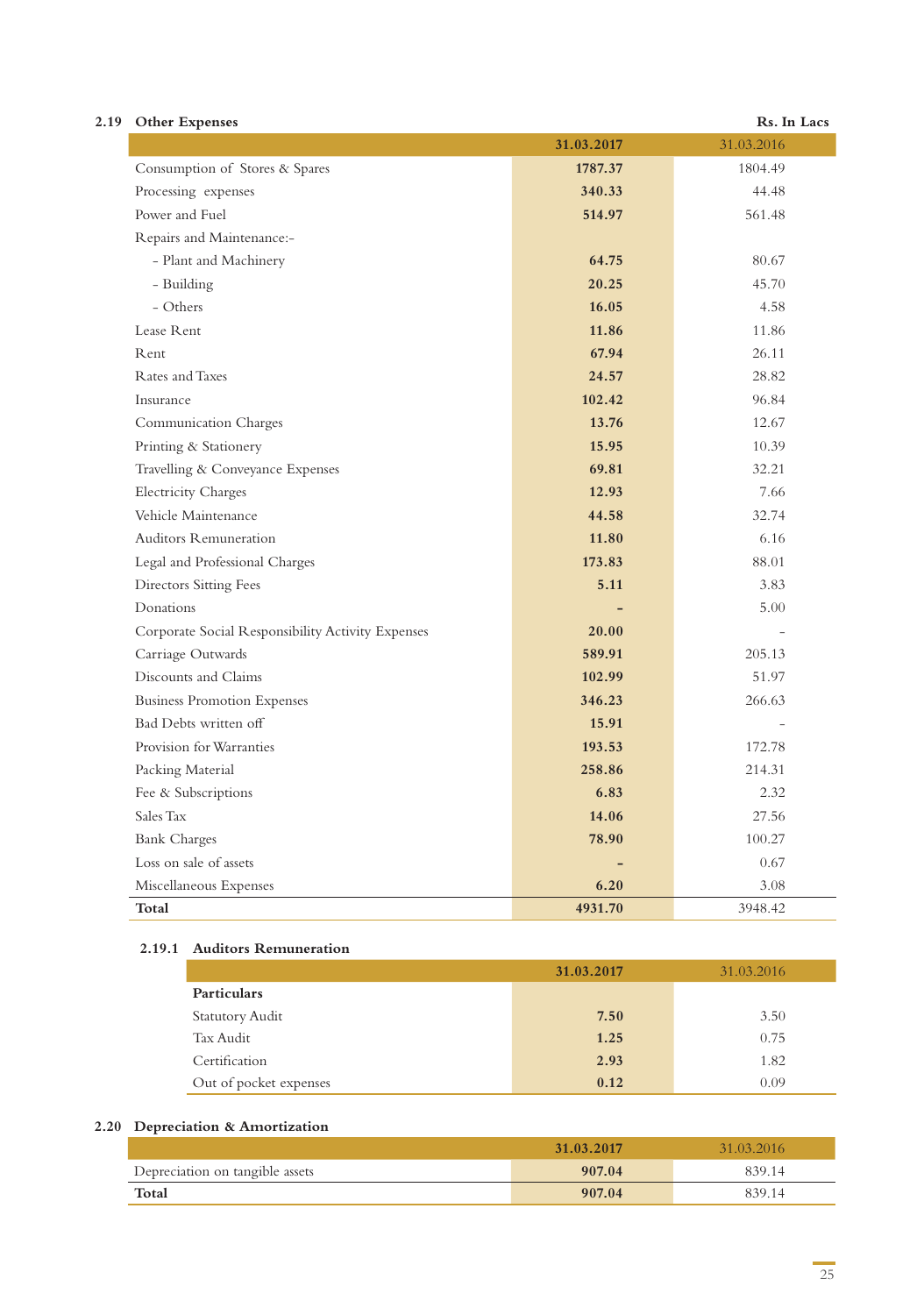## 2.19 Other Expenses

Rs. In Lacs

| | 31.03.2017 | 31.03.2016 |
|---|---|---|
| Consumption of Stores & Spares | 1787.37 | 1804.49 |
| Processing expenses | 340.33 | 44.48 |
| Power and Fuel | 514.97 | 561.48 |
| Repairs and Maintenance:- | | |
| - Plant and Machinery | 64.75 | 80.67 |
| - Building | 20.25 | 45.70 |
| - Others | 16.05 | 4.58 |
| Lease Rent | 11.86 | 11.86 |
| Rent | 67.94 | 26.11 |
| Rates and Taxes | 24.57 | 28.82 |
| Insurance | 102.42 | 96.84 |
| Communication Charges | 13.76 | 12.67 |
| Printing & Stationery | 15.95 | 10.39 |
| Travelling & Conveyance Expenses | 69.81 | 32.21 |
| Electricity Charges | 12.93 | 7.66 |
| Vehicle Maintenance | 44.58 | 32.74 |
| Auditors Remuneration | 11.80 | 6.16 |
| Legal and Professional Charges | 173.83 | 88.01 |
| Directors Sitting Fees | 5.11 | 3.83 |
| Donations | - | 5.00 |
| Corporate Social Responsibility Activity Expenses | 20.00 | - |
| Carriage Outwards | 589.91 | 205.13 |
| Discounts and Claims | 102.99 | 51.97 |
| Business Promotion Expenses | 346.23 | 266.63 |
| Bad Debts written off | 15.91 | - |
| Provision for Warranties | 193.53 | 172.78 |
| Packing Material | 258.86 | 214.31 |
| Fee & Subscriptions | 6.83 | 2.32 |
| Sales Tax | 14.06 | 27.56 |
| Bank Charges | 78.90 | 100.27 |
| Loss on sale of assets | - | 0.67 |
| Miscellaneous Expenses | 6.20 | 3.08 |
| **Total** | **4931.70** | 3948.42 |

### 2.19.1 Auditors Remuneration

| | 31.03.2017 | 31.03.2016 |
|---|---|---|
| **Particulars** | | |
| Statutory Audit | 7.50 | 3.50 |
| Tax Audit | 1.25 | 0.75 |
| Certification | 2.93 | 1.82 |
| Out of pocket expenses | 0.12 | 0.09 |

## 2.20 Depreciation & Amortization

| | 31.03.2017 | 31.03.2016 |
|---|---|---|
| Depreciation on tangible assets | 907.04 | 839.14 |
| **Total** | **907.04** | 839.14 |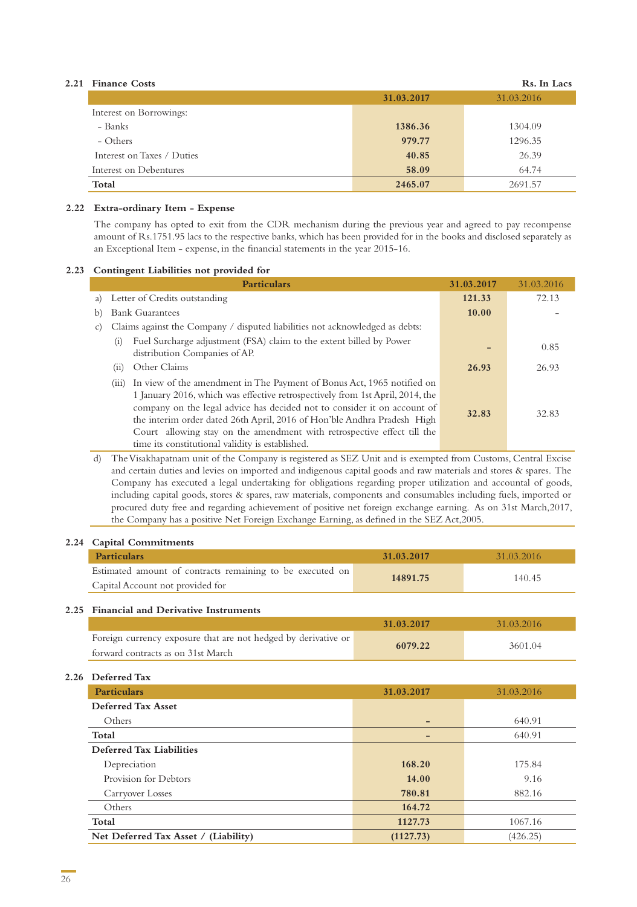## 2.21 Finance Costs

Rs. In Lacs

| | 31.03.2017 | 31.03.2016 |
|---|---|---|
| Interest on Borrowings: | | |
| - Banks | **1386.36** | 1304.09 |
| - Others | **979.77** | 1296.35 |
| Interest on Taxes / Duties | **40.85** | 26.39 |
| Interest on Debentures | **58.09** | 64.74 |
| **Total** | **2465.07** | 2691.57 |

## 2.22 Extra-ordinary Item - Expense

The company has opted to exit from the CDR mechanism during the previous year and agreed to pay recompense amount of Rs.1751.95 lacs to the respective banks, which has been provided for in the books and disclosed separately as an Exceptional Item - expense, in the financial statements in the year 2015-16.

## 2.23 Contingent Liabilities not provided for

| Particulars | 31.03.2017 | 31.03.2016 |
|---|---|---|
| a) Letter of Credits outstanding | **121.33** | 72.13 |
| b) Bank Guarantees | **10.00** | - |
| c) Claims against the Company / disputed liabilities not acknowledged as debts: | | |
| (i) Fuel Surcharge adjustment (FSA) claim to the extent billed by Power distribution Companies of AP. | **-** | 0.85 |
| (ii) Other Claims | **26.93** | 26.93 |
| (iii) In view of the amendment in The Payment of Bonus Act, 1965 notified on 1 January 2016, which was effective retrospectively from 1st April, 2014, the company on the legal advice has decided not to consider it on account of the interim order dated 26th April, 2016 of Hon'ble Andhra Pradesh High Court allowing stay on the amendment with retrospective effect till the time its constitutional validity is established. | **32.83** | 32.83 |

d) The Visakhapatnam unit of the Company is registered as SEZ Unit and is exempted from Customs, Central Excise and certain duties and levies on imported and indigenous capital goods and raw materials and stores & spares. The Company has executed a legal undertaking for obligations regarding proper utilization and accountal of goods, including capital goods, stores & spares, raw materials, components and consumables including fuels, imported or procured duty free and regarding achievement of positive net foreign exchange earning. As on 31st March,2017, the Company has a positive Net Foreign Exchange Earning, as defined in the SEZ Act,2005.

## 2.24 Capital Commitments

| Particulars | 31.03.2017 | 31.03.2016 |
|---|---|---|
| Estimated amount of contracts remaining to be executed on Capital Account not provided for | **14891.75** | 140.45 |

## 2.25 Financial and Derivative Instruments

| | 31.03.2017 | 31.03.2016 |
|---|---|---|
| Foreign currency exposure that are not hedged by derivative or forward contracts as on 31st March | **6079.22** | 3601.04 |

## 2.26 Deferred Tax

| Particulars | 31.03.2017 | 31.03.2016 |
|---|---|---|
| **Deferred Tax Asset** | | |
| Others | **-** | 640.91 |
| **Total** | **-** | 640.91 |
| **Deferred Tax Liabilities** | | |
| Depreciation | **168.20** | 175.84 |
| Provision for Debtors | **14.00** | 9.16 |
| Carryover Losses | **780.81** | 882.16 |
| Others | **164.72** | |
| **Total** | **1127.73** | 1067.16 |
| **Net Deferred Tax Asset / (Liability)** | **(1127.73)** | (426.25) |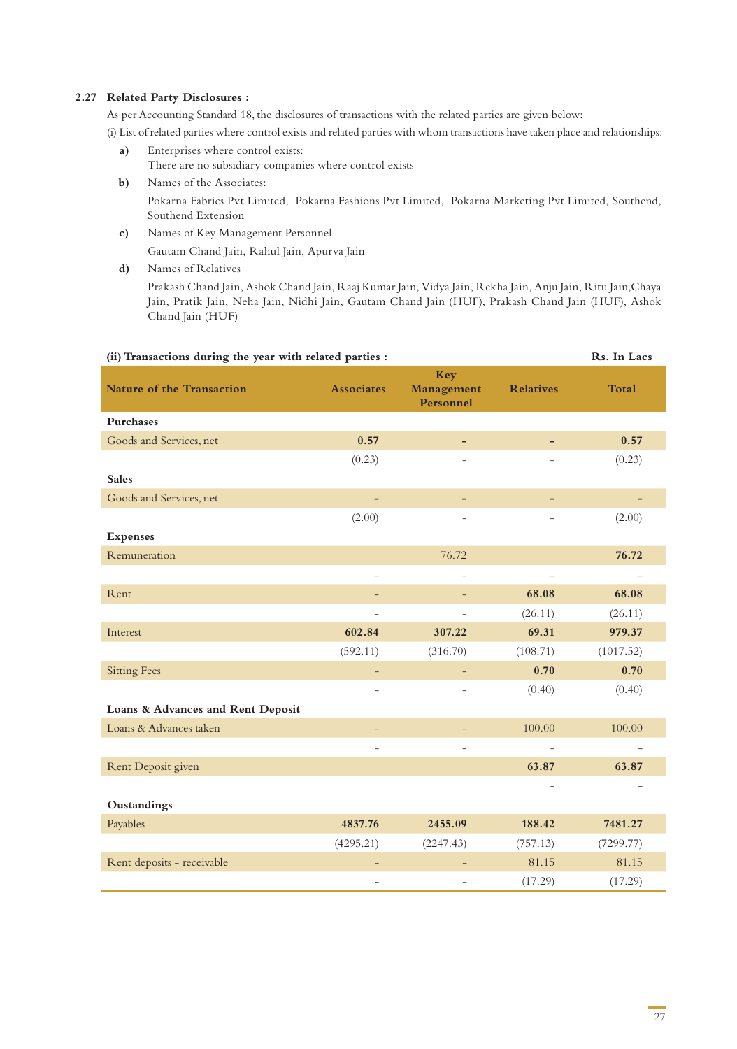### 2.27 Related Party Disclosures :

As per Accounting Standard 18, the disclosures of transactions with the related parties are given below:

(i) List of related parties where control exists and related parties with whom transactions have taken place and relationships:

**a)** Enterprises where control exists:
There are no subsidiary companies where control exists

**b)** Names of the Associates:
Pokarna Fabrics Pvt Limited, Pokarna Fashions Pvt Limited, Pokarna Marketing Pvt Limited, Southend, Southend Extension

**c)** Names of Key Management Personnel
Gautam Chand Jain, Rahul Jain, Apurva Jain

**d)** Names of Relatives
Prakash Chand Jain, Ashok Chand Jain, Raaj Kumar Jain, Vidya Jain, Rekha Jain, Anju Jain, Ritu Jain, Chaya Jain, Pratik Jain, Neha Jain, Nidhi Jain, Gautam Chand Jain (HUF), Prakash Chand Jain (HUF), Ashok Chand Jain (HUF)

**(ii) Transactions during the year with related parties :** Rs. In Lacs

| Nature of the Transaction | Associates | Key Management Personnel | Relatives | Total |
|---|---|---|---|---|
| **Purchases** | | | | |
| Goods and Services, net | **0.57** | - | - | **0.57** |
| | (0.23) | - | - | (0.23) |
| **Sales** | | | | |
| Goods and Services, net | - | - | - | - |
| | (2.00) | - | - | (2.00) |
| **Expenses** | | | | |
| Remuneration | | 76.72 | | **76.72** |
| | - | - | - | - |
| Rent | - | - | **68.08** | **68.08** |
| | - | - | (26.11) | (26.11) |
| Interest | **602.84** | **307.22** | **69.31** | **979.37** |
| | (592.11) | (316.70) | (108.71) | (1017.52) |
| Sitting Fees | - | - | **0.70** | **0.70** |
| | - | - | (0.40) | (0.40) |
| **Loans & Advances and Rent Deposit** | | | | |
| Loans & Advances taken | - | - | 100.00 | 100.00 |
| | - | - | - | - |
| Rent Deposit given | | | **63.87** | **63.87** |
| | | | - | - |
| **Oustandings** | | | | |
| Payables | **4837.76** | **2455.09** | **188.42** | **7481.27** |
| | (4295.21) | (2247.43) | (757.13) | (7299.77) |
| Rent deposits - receivable | - | - | 81.15 | 81.15 |
| | - | - | (17.29) | (17.29) |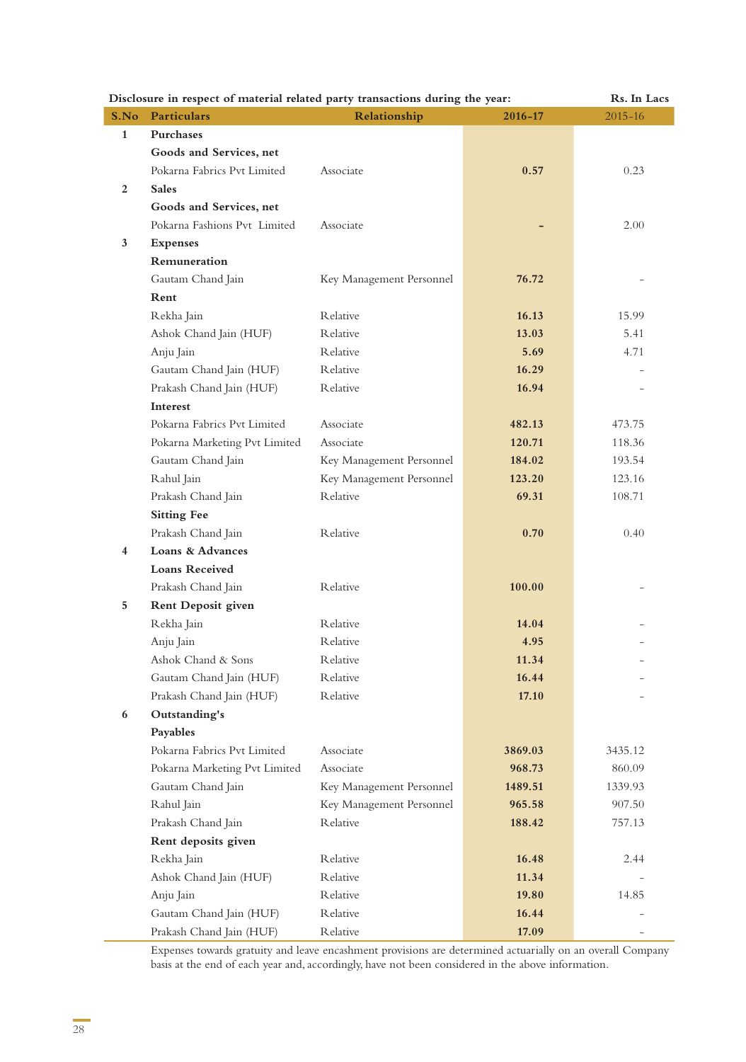**Disclosure in respect of material related party transactions during the year:** **Rs. In Lacs**

| S.No | Particulars | Relationship | 2016-17 | 2015-16 |
|---|---|---|---|---|
| 1 | **Purchases** | | | |
| | **Goods and Services, net** | | | |
| | Pokarna Fabrics Pvt Limited | Associate | **0.57** | 0.23 |
| 2 | **Sales** | | | |
| | **Goods and Services, net** | | | |
| | Pokarna Fashions Pvt Limited | Associate | **-** | 2.00 |
| 3 | **Expenses** | | | |
| | **Remuneration** | | | |
| | Gautam Chand Jain | Key Management Personnel | **76.72** | - |
| | **Rent** | | | |
| | Rekha Jain | Relative | **16.13** | 15.99 |
| | Ashok Chand Jain (HUF) | Relative | **13.03** | 5.41 |
| | Anju Jain | Relative | **5.69** | 4.71 |
| | Gautam Chand Jain (HUF) | Relative | **16.29** | - |
| | Prakash Chand Jain (HUF) | Relative | **16.94** | - |
| | **Interest** | | | |
| | Pokarna Fabrics Pvt Limited | Associate | **482.13** | 473.75 |
| | Pokarna Marketing Pvt Limited | Associate | **120.71** | 118.36 |
| | Gautam Chand Jain | Key Management Personnel | **184.02** | 193.54 |
| | Rahul Jain | Key Management Personnel | **123.20** | 123.16 |
| | Prakash Chand Jain | Relative | **69.31** | 108.71 |
| | **Sitting Fee** | | | |
| | Prakash Chand Jain | Relative | **0.70** | 0.40 |
| 4 | **Loans & Advances** | | | |
| | **Loans Received** | | | |
| | Prakash Chand Jain | Relative | **100.00** | - |
| 5 | **Rent Deposit given** | | | |
| | Rekha Jain | Relative | **14.04** | - |
| | Anju Jain | Relative | **4.95** | - |
| | Ashok Chand & Sons | Relative | **11.34** | - |
| | Gautam Chand Jain (HUF) | Relative | **16.44** | - |
| | Prakash Chand Jain (HUF) | Relative | **17.10** | - |
| 6 | **Outstanding's** | | | |
| | **Payables** | | | |
| | Pokarna Fabrics Pvt Limited | Associate | **3869.03** | 3435.12 |
| | Pokarna Marketing Pvt Limited | Associate | **968.73** | 860.09 |
| | Gautam Chand Jain | Key Management Personnel | **1489.51** | 1339.93 |
| | Rahul Jain | Key Management Personnel | **965.58** | 907.50 |
| | Prakash Chand Jain | Relative | **188.42** | 757.13 |
| | **Rent deposits given** | | | |
| | Rekha Jain | Relative | **16.48** | 2.44 |
| | Ashok Chand Jain (HUF) | Relative | **11.34** | - |
| | Anju Jain | Relative | **19.80** | 14.85 |
| | Gautam Chand Jain (HUF) | Relative | **16.44** | - |
| | Prakash Chand Jain (HUF) | Relative | **17.09** | - |

Expenses towards gratuity and leave encashment provisions are determined actuarially on an overall Company basis at the end of each year and, accordingly, have not been considered in the above information.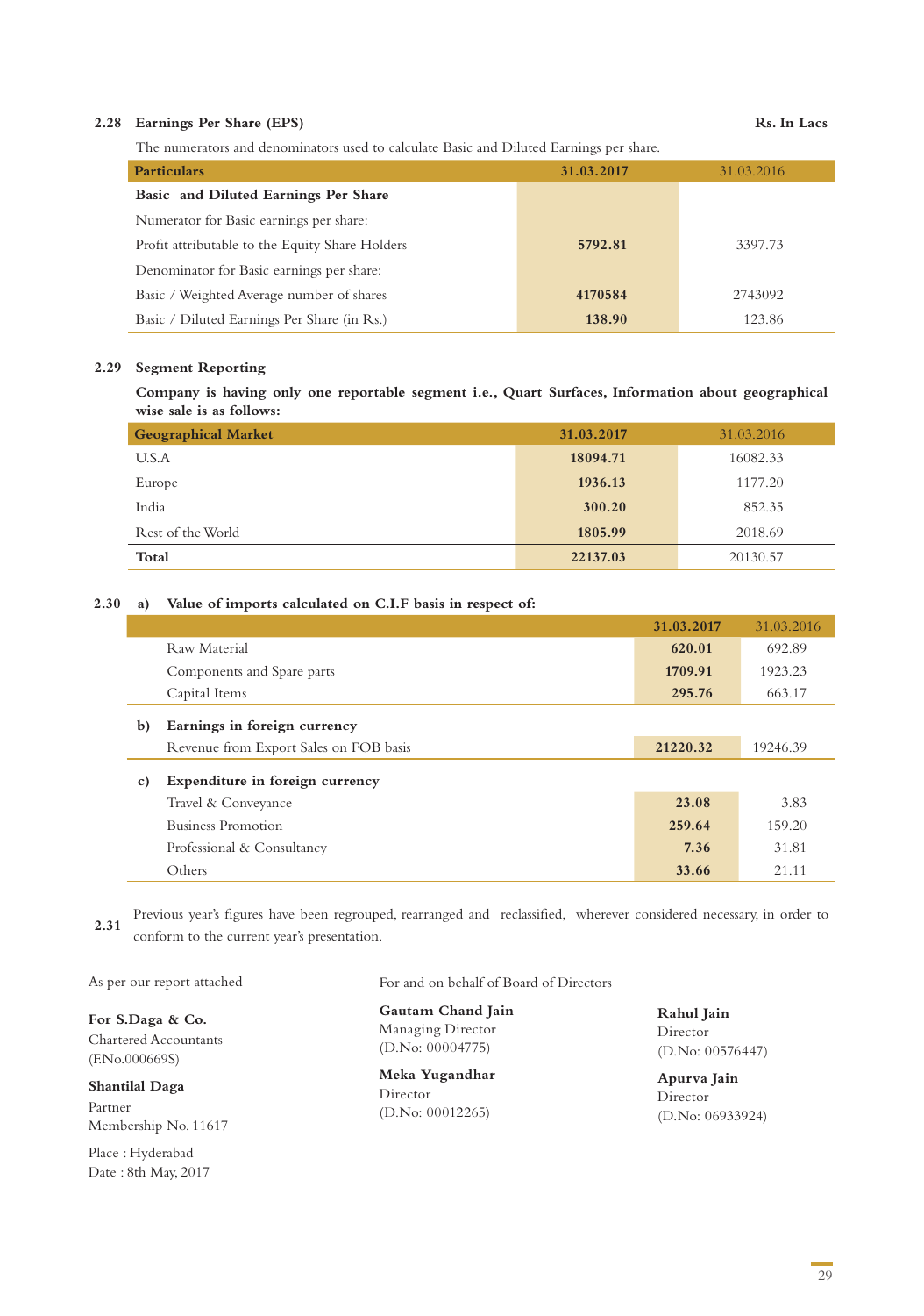### 2.28 Earnings Per Share (EPS)

**Rs. In Lacs**

The numerators and denominators used to calculate Basic and Diluted Earnings per share.

| Particulars | 31.03.2017 | 31.03.2016 |
|---|---|---|
| **Basic and Diluted Earnings Per Share** | | |
| Numerator for Basic earnings per share: | | |
| Profit attributable to the Equity Share Holders | **5792.81** | 3397.73 |
| Denominator for Basic earnings per share: | | |
| Basic / Weighted Average number of shares | **4170584** | 2743092 |
| Basic / Diluted Earnings Per Share (in Rs.) | **138.90** | 123.86 |

### 2.29 Segment Reporting

**Company is having only one reportable segment i.e., Quart Surfaces, Information about geographical wise sale is as follows:**

| Geographical Market | 31.03.2017 | 31.03.2016 |
|---|---|---|
| U.S.A | **18094.71** | 16082.33 |
| Europe | **1936.13** | 1177.20 |
| India | **300.20** | 852.35 |
| Rest of the World | **1805.99** | 2018.69 |
| **Total** | **22137.03** | 20130.57 |

### 2.30 a) Value of imports calculated on C.I.F basis in respect of:

| | 31.03.2017 | 31.03.2016 |
|---|---|---|
| Raw Material | **620.01** | 692.89 |
| Components and Spare parts | **1709.91** | 1923.23 |
| Capital Items | **295.76** | 663.17 |
| **b) Earnings in foreign currency** | | |
| Revenue from Export Sales on FOB basis | **21220.32** | 19246.39 |
| **c) Expenditure in foreign currency** | | |
| Travel & Conveyance | **23.08** | 3.83 |
| Business Promotion | **259.64** | 159.20 |
| Professional & Consultancy | **7.36** | 31.81 |
| Others | **33.66** | 21.11 |

**2.31** Previous year's figures have been regrouped, rearranged and reclassified, wherever considered necessary, in order to conform to the current year's presentation.

As per our report attached

**For S.Daga & Co.**
Chartered Accountants
(F.No.000669S)

**Shantilal Daga**
Partner
Membership No. 11617

Place : Hyderabad
Date : 8th May, 2017

For and on behalf of Board of Directors

**Gautam Chand Jain**
Managing Director
(D.No: 00004775)

**Meka Yugandhar**
Director
(D.No: 00012265)

**Rahul Jain**
Director
(D.No: 00576447)

**Apurva Jain**
Director
(D.No: 06933924)